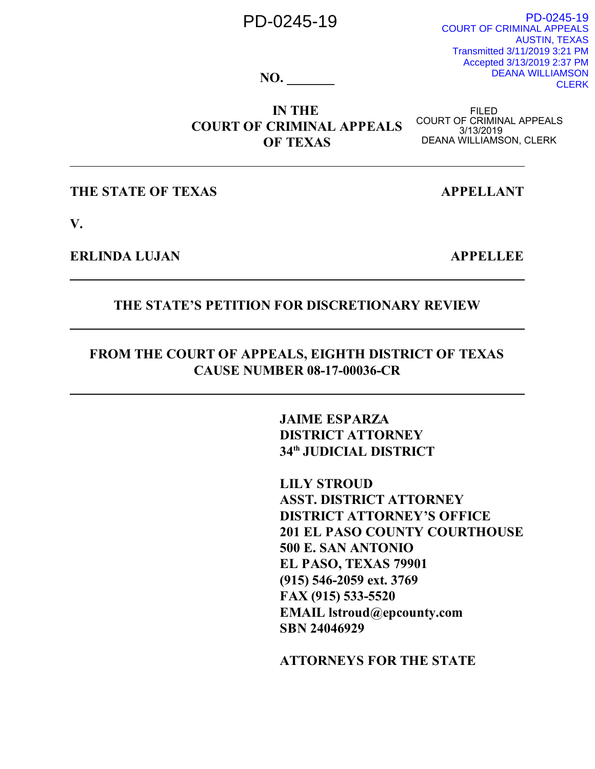PD-0245-19

PD-0245-19
COURT OF CRIMINAL APPEALS
AUSTIN, TEXAS
Transmitted 3/11/2019 3:21 PM
Accepted 3/13/2019 2:37 PM
DEANA WILLIAMSON
CLERK

**NO. _______**

**IN THE**
**COURT OF CRIMINAL APPEALS**
**OF TEXAS**

FILED
COURT OF CRIMINAL APPEALS
3/13/2019
DEANA WILLIAMSON, CLERK

---

**THE STATE OF TEXAS** **APPELLANT**

**V.**

**ERLINDA LUJAN** **APPELLEE**

---

**THE STATE'S PETITION FOR DISCRETIONARY REVIEW**

---

**FROM THE COURT OF APPEALS, EIGHTH DISTRICT OF TEXAS**
**CAUSE NUMBER 08-17-00036-CR**

---

**JAIME ESPARZA**
**DISTRICT ATTORNEY**
**34th JUDICIAL DISTRICT**

**LILY STROUD**
**ASST. DISTRICT ATTORNEY**
**DISTRICT ATTORNEY'S OFFICE**
**201 EL PASO COUNTY COURTHOUSE**
**500 E. SAN ANTONIO**
**EL PASO, TEXAS 79901**
**(915) 546-2059 ext. 3769**
**FAX (915) 533-5520**
**EMAIL lstroud@epcounty.com**
**SBN 24046929**

**ATTORNEYS FOR THE STATE**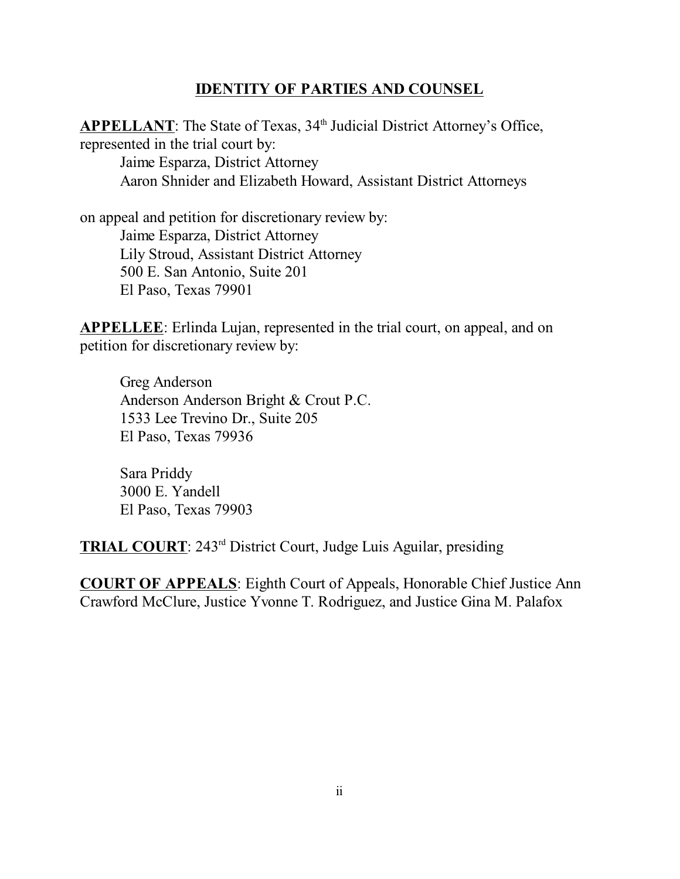# IDENTITY OF PARTIES AND COUNSEL

**APPELLANT**: The State of Texas, 34th Judicial District Attorney's Office, represented in the trial court by:

Jaime Esparza, District Attorney
Aaron Shnider and Elizabeth Howard, Assistant District Attorneys

on appeal and petition for discretionary review by:

Jaime Esparza, District Attorney
Lily Stroud, Assistant District Attorney
500 E. San Antonio, Suite 201
El Paso, Texas 79901

**APPELLEE**: Erlinda Lujan, represented in the trial court, on appeal, and on petition for discretionary review by:

Greg Anderson
Anderson Anderson Bright & Crout P.C.
1533 Lee Trevino Dr., Suite 205
El Paso, Texas 79936

Sara Priddy
3000 E. Yandell
El Paso, Texas 79903

**TRIAL COURT**: 243rd District Court, Judge Luis Aguilar, presiding

**COURT OF APPEALS**: Eighth Court of Appeals, Honorable Chief Justice Ann Crawford McClure, Justice Yvonne T. Rodriguez, and Justice Gina M. Palafox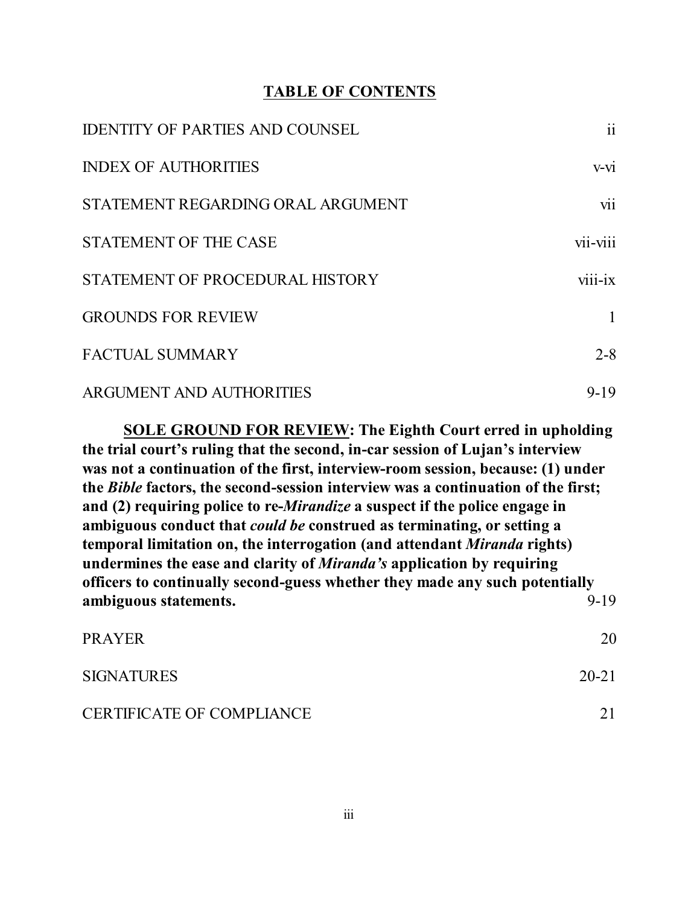# TABLE OF CONTENTS

| | |
|---|---|
| IDENTITY OF PARTIES AND COUNSEL | ii |
| INDEX OF AUTHORITIES | v-vi |
| STATEMENT REGARDING ORAL ARGUMENT | vii |
| STATEMENT OF THE CASE | vii-viii |
| STATEMENT OF PROCEDURAL HISTORY | viii-ix |
| GROUNDS FOR REVIEW | 1 |
| FACTUAL SUMMARY | 2-8 |
| ARGUMENT AND AUTHORITIES | 9-19 |

**SOLE GROUND FOR REVIEW: The Eighth Court erred in upholding the trial court's ruling that the second, in-car session of Lujan's interview was not a continuation of the first, interview-room session, because: (1) under the *Bible* factors, the second-session interview was a continuation of the first; and (2) requiring police to re-*Mirandize* a suspect if the police engage in ambiguous conduct that *could be* construed as terminating, or setting a temporal limitation on, the interrogation (and attendant *Miranda* rights) undermines the ease and clarity of *Miranda's* application by requiring officers to continually second-guess whether they made any such potentially ambiguous statements.** 9-19

| | |
|---|---|
| PRAYER | 20 |
| SIGNATURES | 20-21 |
| CERTIFICATE OF COMPLIANCE | 21 |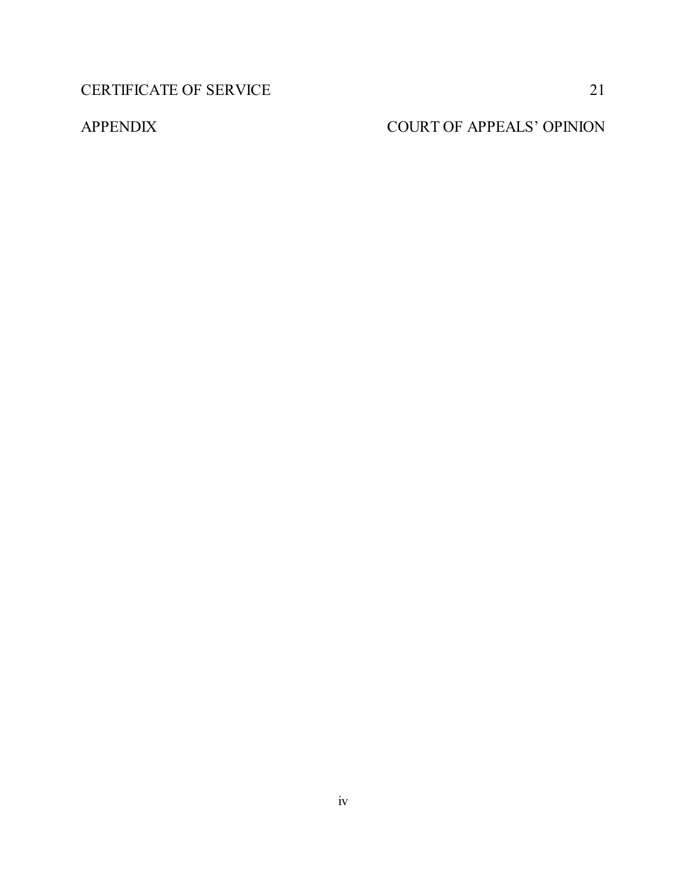| | |
|---|---|
| CERTIFICATE OF SERVICE | 21 |
| APPENDIX | COURT OF APPEALS' OPINION |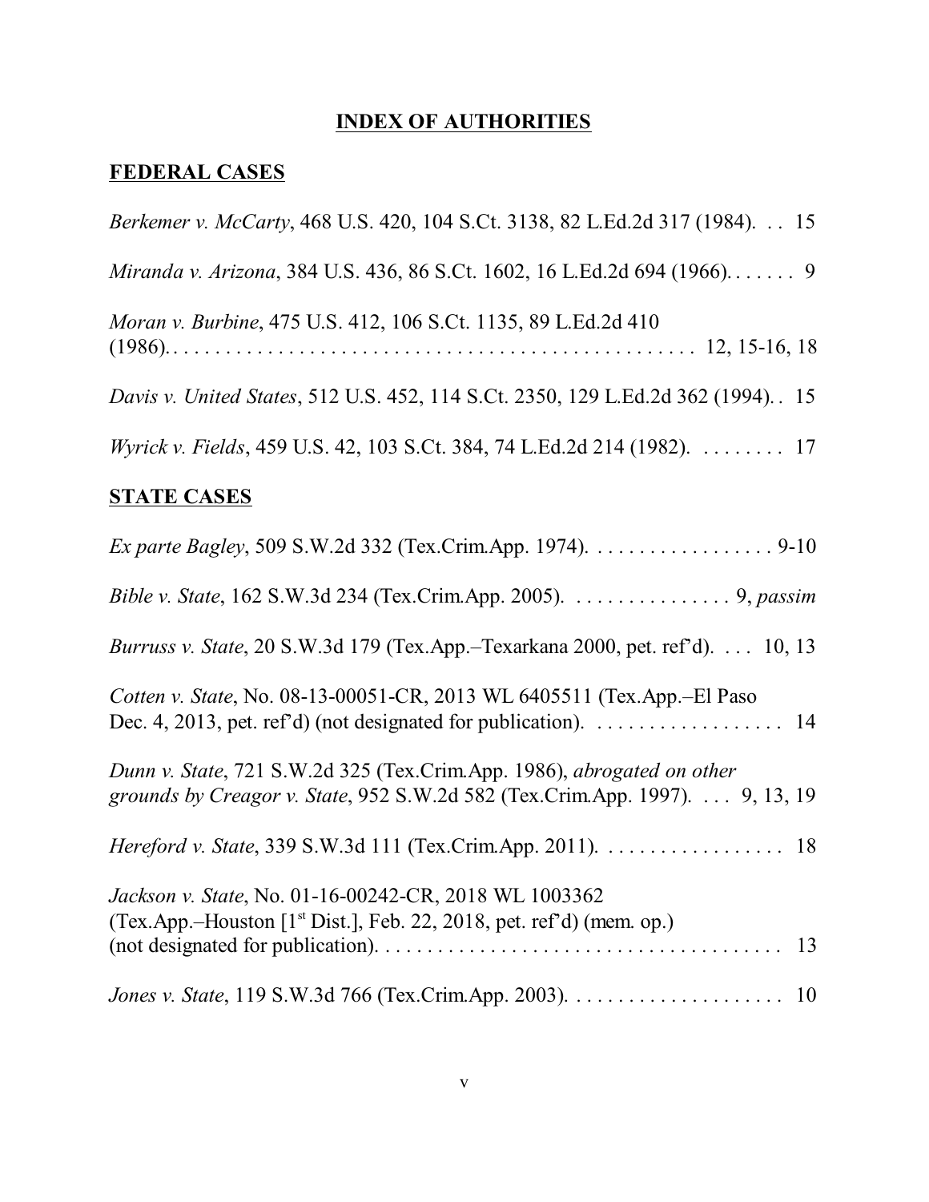# INDEX OF AUTHORITIES

## FEDERAL CASES

*Berkemer v. McCarty*, 468 U.S. 420, 104 S.Ct. 3138, 82 L.Ed.2d 317 (1984). . . 15

*Miranda v. Arizona*, 384 U.S. 436, 86 S.Ct. 1602, 16 L.Ed.2d 694 (1966). . . . . . . 9

*Moran v. Burbine*, 475 U.S. 412, 106 S.Ct. 1135, 89 L.Ed.2d 410 (1986). . . . . . . . . . . . . . . . . . . . . . . . . . . . . . . . . . . . . . . . . . . . . . . . . 12, 15-16, 18

*Davis v. United States*, 512 U.S. 452, 114 S.Ct. 2350, 129 L.Ed.2d 362 (1994). . 15

*Wyrick v. Fields*, 459 U.S. 42, 103 S.Ct. 384, 74 L.Ed.2d 214 (1982). . . . . . . . . 17

## STATE CASES

*Ex parte Bagley*, 509 S.W.2d 332 (Tex.Crim.App. 1974). . . . . . . . . . . . . . . . . . 9-10

*Bible v. State*, 162 S.W.3d 234 (Tex.Crim.App. 2005). . . . . . . . . . . . . . . . 9, *passim*

*Burruss v. State*, 20 S.W.3d 179 (Tex.App.–Texarkana 2000, pet. ref'd). . . . 10, 13

*Cotten v. State*, No. 08-13-00051-CR, 2013 WL 6405511 (Tex.App.–El Paso Dec. 4, 2013, pet. ref'd) (not designated for publication). . . . . . . . . . . . . . . . . . . 14

*Dunn v. State*, 721 S.W.2d 325 (Tex.Crim.App. 1986), *abrogated on other grounds by Creagor v. State*, 952 S.W.2d 582 (Tex.Crim.App. 1997). . . . 9, 13, 19

*Hereford v. State*, 339 S.W.3d 111 (Tex.Crim.App. 2011). . . . . . . . . . . . . . . . . . 18

*Jackson v. State*, No. 01-16-00242-CR, 2018 WL 1003362 (Tex.App.–Houston [1st Dist.], Feb. 22, 2018, pet. ref'd) (mem. op.) (not designated for publication). . . . . . . . . . . . . . . . . . . . . . . . . . . . . . . . . . . . . . . 13

*Jones v. State*, 119 S.W.3d 766 (Tex.Crim.App. 2003). . . . . . . . . . . . . . . . . . . . . 10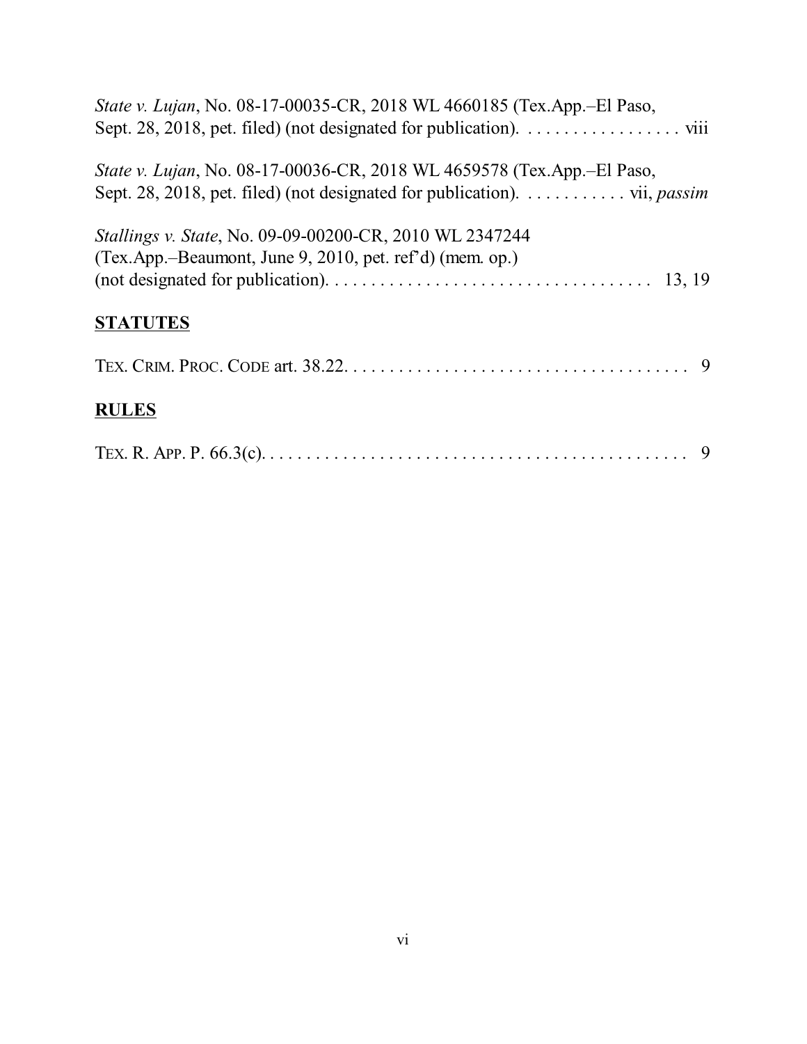*State v. Lujan*, No. 08-17-00035-CR, 2018 WL 4660185 (Tex.App.–El Paso, Sept. 28, 2018, pet. filed) (not designated for publication). . . . . . . . . . . . . . . . . . viii

*State v. Lujan*, No. 08-17-00036-CR, 2018 WL 4659578 (Tex.App.–El Paso, Sept. 28, 2018, pet. filed) (not designated for publication). . . . . . . . . . . . vii, *passim*

*Stallings v. State*, No. 09-09-00200-CR, 2010 WL 2347244 (Tex.App.–Beaumont, June 9, 2010, pet. ref'd) (mem. op.) (not designated for publication). . . . . . . . . . . . . . . . . . . . . . . . . . . . . . . . . . . . 13, 19

## STATUTES

TEX. CRIM. PROC. CODE art. 38.22. . . . . . . . . . . . . . . . . . . . . . . . . . . . . . . . . . . . . . . 9

## RULES

TEX. R. APP. P. 66.3(c). . . . . . . . . . . . . . . . . . . . . . . . . . . . . . . . . . . . . . . . . . . . . . . . 9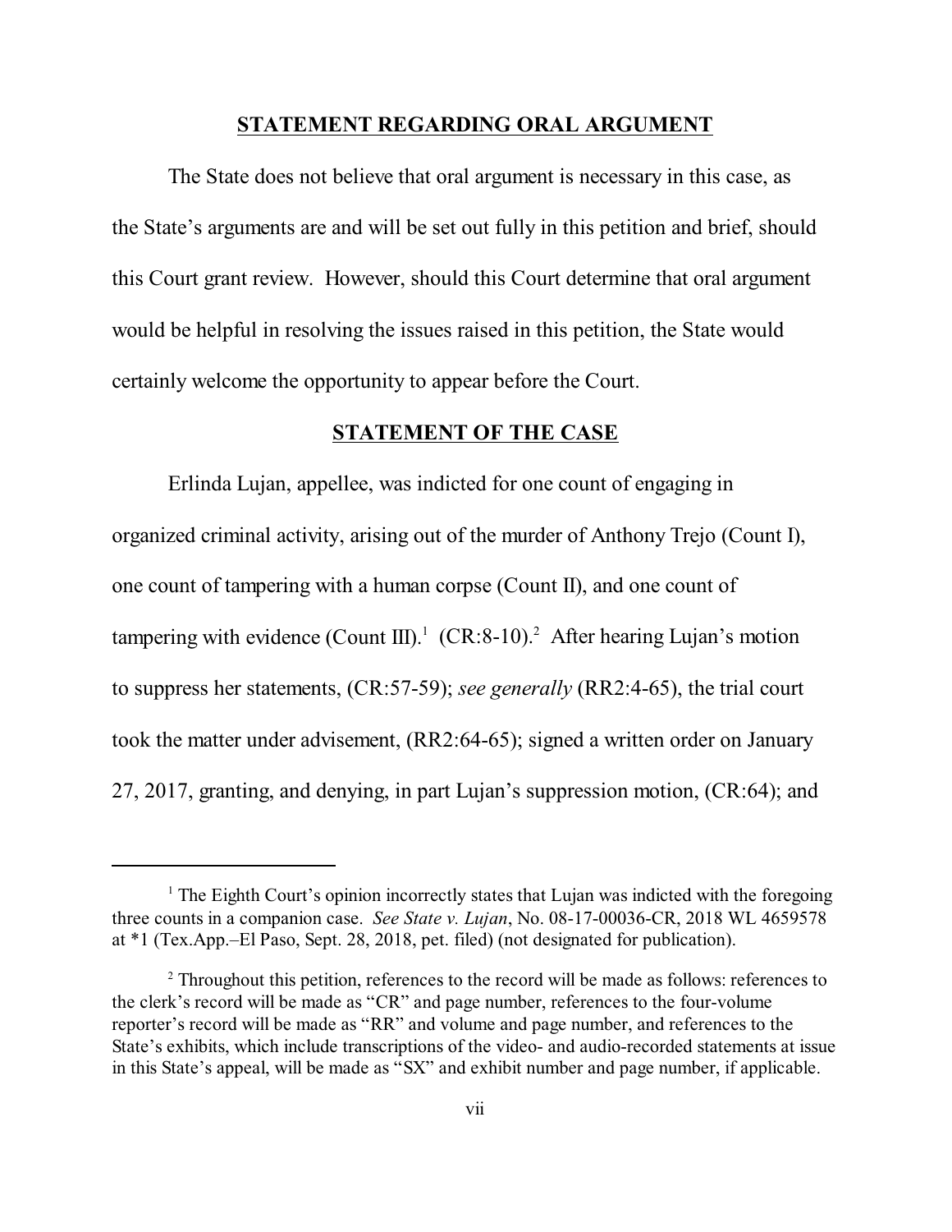## STATEMENT REGARDING ORAL ARGUMENT

The State does not believe that oral argument is necessary in this case, as the State's arguments are and will be set out fully in this petition and brief, should this Court grant review. However, should this Court determine that oral argument would be helpful in resolving the issues raised in this petition, the State would certainly welcome the opportunity to appear before the Court.

## STATEMENT OF THE CASE

Erlinda Lujan, appellee, was indicted for one count of engaging in organized criminal activity, arising out of the murder of Anthony Trejo (Count I), one count of tampering with a human corpse (Count II), and one count of tampering with evidence (Count III).[1] (CR:8-10).[2] After hearing Lujan's motion to suppress her statements, (CR:57-59); *see generally* (RR2:4-65), the trial court took the matter under advisement, (RR2:64-65); signed a written order on January 27, 2017, granting, and denying, in part Lujan's suppression motion, (CR:64); and

---

[1] The Eighth Court's opinion incorrectly states that Lujan was indicted with the foregoing three counts in a companion case. *See State v. Lujan*, No. 08-17-00036-CR, 2018 WL 4659578 at *1 (Tex.App.–El Paso, Sept. 28, 2018, pet. filed) (not designated for publication).

[2] Throughout this petition, references to the record will be made as follows: references to the clerk's record will be made as "CR" and page number, references to the four-volume reporter's record will be made as "RR" and volume and page number, and references to the State's exhibits, which include transcriptions of the video- and audio-recorded statements at issue in this State's appeal, will be made as "SX" and exhibit number and page number, if applicable.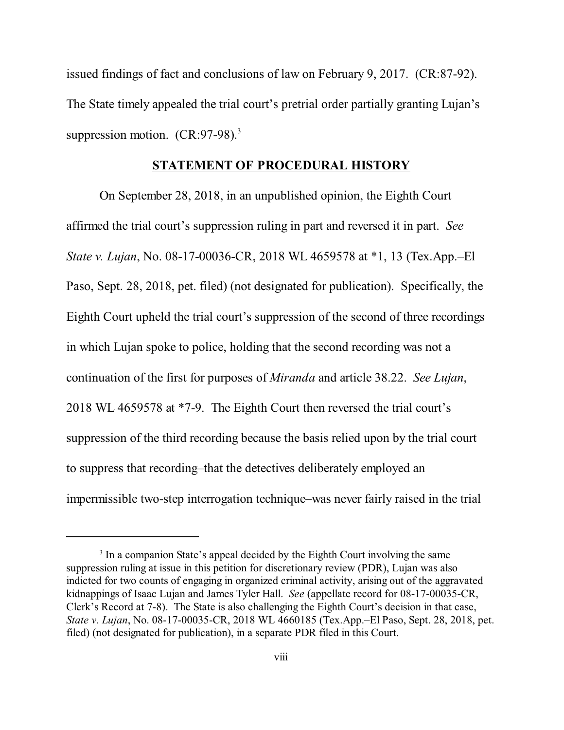issued findings of fact and conclusions of law on February 9, 2017. (CR:87-92). The State timely appealed the trial court's pretrial order partially granting Lujan's suppression motion. (CR:97-98).[3]

## STATEMENT OF PROCEDURAL HISTORY

On September 28, 2018, in an unpublished opinion, the Eighth Court affirmed the trial court's suppression ruling in part and reversed it in part. *See State v. Lujan*, No. 08-17-00036-CR, 2018 WL 4659578 at *1, 13 (Tex.App.–El Paso, Sept. 28, 2018, pet. filed) (not designated for publication). Specifically, the Eighth Court upheld the trial court's suppression of the second of three recordings in which Lujan spoke to police, holding that the second recording was not a continuation of the first for purposes of *Miranda* and article 38.22. *See Lujan*, 2018 WL 4659578 at *7-9. The Eighth Court then reversed the trial court's suppression of the third recording because the basis relied upon by the trial court to suppress that recording–that the detectives deliberately employed an impermissible two-step interrogation technique–was never fairly raised in the trial

[3] In a companion State's appeal decided by the Eighth Court involving the same suppression ruling at issue in this petition for discretionary review (PDR), Lujan was also indicted for two counts of engaging in organized criminal activity, arising out of the aggravated kidnappings of Isaac Lujan and James Tyler Hall. *See* (appellate record for 08-17-00035-CR, Clerk's Record at 7-8). The State is also challenging the Eighth Court's decision in that case, *State v. Lujan*, No. 08-17-00035-CR, 2018 WL 4660185 (Tex.App.–El Paso, Sept. 28, 2018, pet. filed) (not designated for publication), in a separate PDR filed in this Court.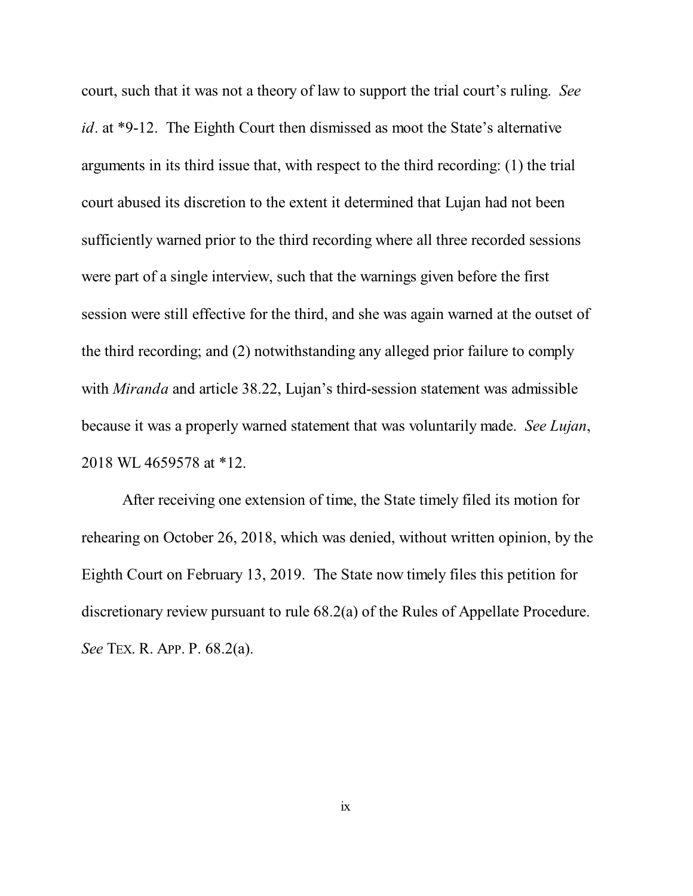court, such that it was not a theory of law to support the trial court's ruling. *See id*. at *9-12. The Eighth Court then dismissed as moot the State's alternative arguments in its third issue that, with respect to the third recording: (1) the trial court abused its discretion to the extent it determined that Lujan had not been sufficiently warned prior to the third recording where all three recorded sessions were part of a single interview, such that the warnings given before the first session were still effective for the third, and she was again warned at the outset of the third recording; and (2) notwithstanding any alleged prior failure to comply with *Miranda* and article 38.22, Lujan's third-session statement was admissible because it was a properly warned statement that was voluntarily made. *See Lujan*, 2018 WL 4659578 at *12.

After receiving one extension of time, the State timely filed its motion for rehearing on October 26, 2018, which was denied, without written opinion, by the Eighth Court on February 13, 2019. The State now timely files this petition for discretionary review pursuant to rule 68.2(a) of the Rules of Appellate Procedure. *See* TEX. R. APP. P. 68.2(a).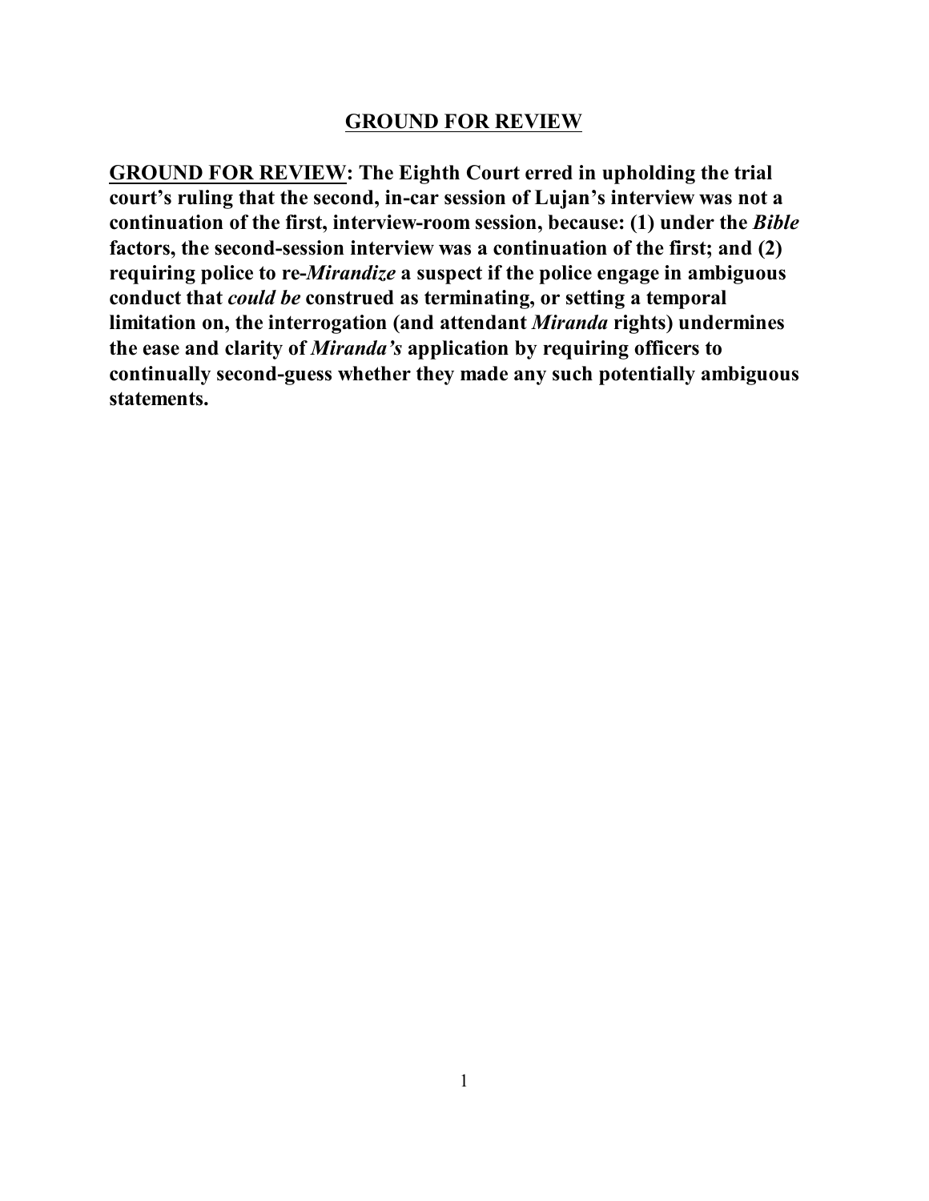## GROUND FOR REVIEW

**<u>GROUND FOR REVIEW</u>: The Eighth Court erred in upholding the trial court's ruling that the second, in-car session of Lujan's interview was not a continuation of the first, interview-room session, because: (1) under the *Bible* factors, the second-session interview was a continuation of the first; and (2) requiring police to re-*Mirandize* a suspect if the police engage in ambiguous conduct that *could be* construed as terminating, or setting a temporal limitation on, the interrogation (and attendant *Miranda* rights) undermines the ease and clarity of *Miranda's* application by requiring officers to continually second-guess whether they made any such potentially ambiguous statements.**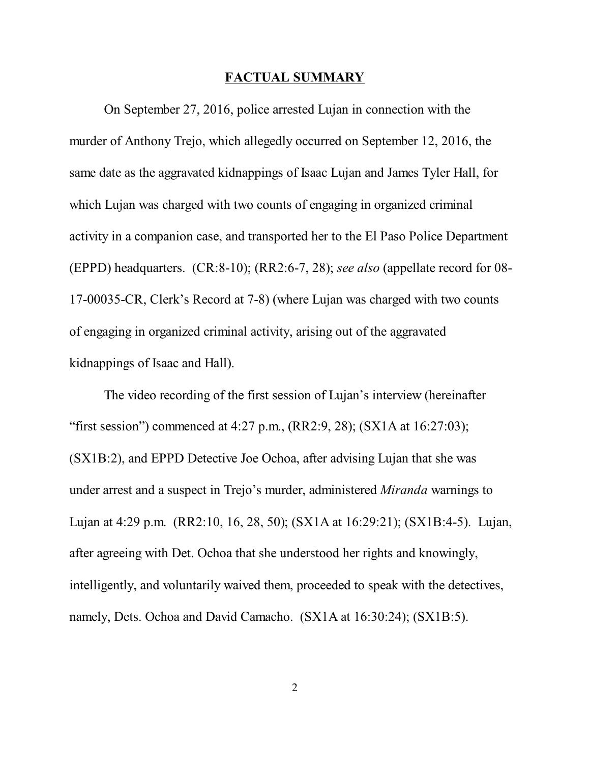## **FACTUAL SUMMARY**

On September 27, 2016, police arrested Lujan in connection with the murder of Anthony Trejo, which allegedly occurred on September 12, 2016, the same date as the aggravated kidnappings of Isaac Lujan and James Tyler Hall, for which Lujan was charged with two counts of engaging in organized criminal activity in a companion case, and transported her to the El Paso Police Department (EPPD) headquarters. (CR:8-10); (RR2:6-7, 28); *see also* (appellate record for 08-17-00035-CR, Clerk's Record at 7-8) (where Lujan was charged with two counts of engaging in organized criminal activity, arising out of the aggravated kidnappings of Isaac and Hall).

The video recording of the first session of Lujan's interview (hereinafter "first session") commenced at 4:27 p.m., (RR2:9, 28); (SX1A at 16:27:03); (SX1B:2), and EPPD Detective Joe Ochoa, after advising Lujan that she was under arrest and a suspect in Trejo's murder, administered *Miranda* warnings to Lujan at 4:29 p.m. (RR2:10, 16, 28, 50); (SX1A at 16:29:21); (SX1B:4-5). Lujan, after agreeing with Det. Ochoa that she understood her rights and knowingly, intelligently, and voluntarily waived them, proceeded to speak with the detectives, namely, Dets. Ochoa and David Camacho. (SX1A at 16:30:24); (SX1B:5).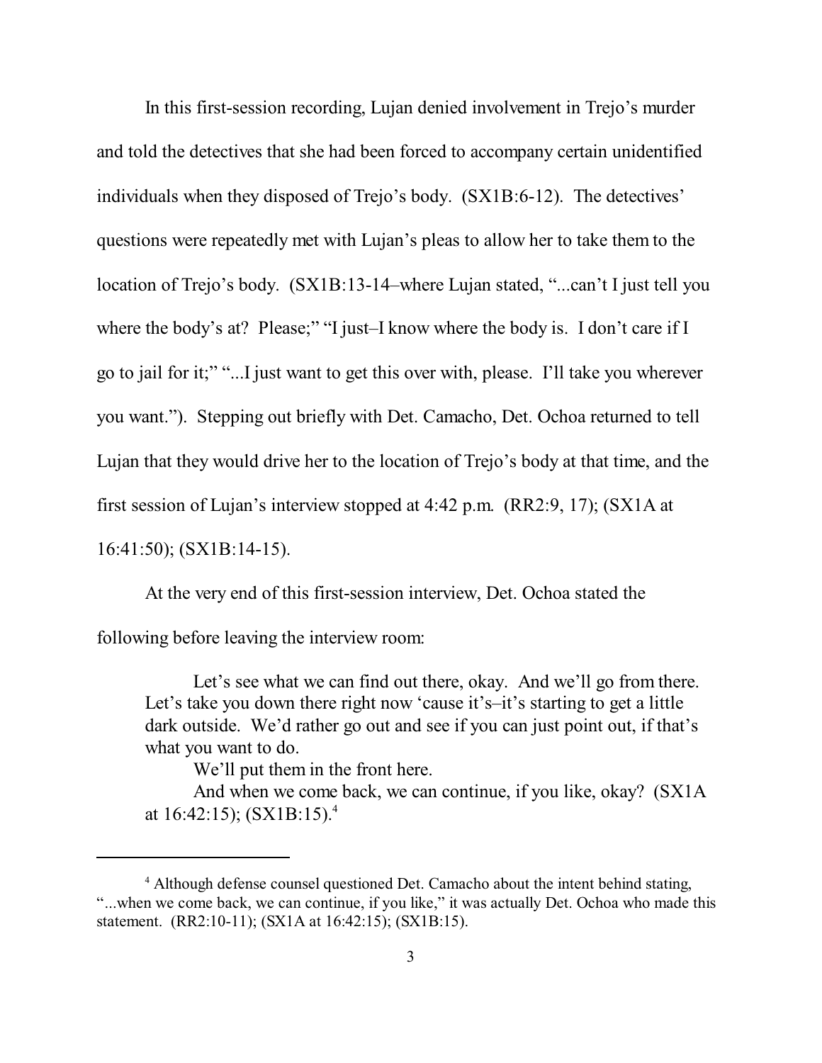In this first-session recording, Lujan denied involvement in Trejo's murder and told the detectives that she had been forced to accompany certain unidentified individuals when they disposed of Trejo's body. (SX1B:6-12). The detectives' questions were repeatedly met with Lujan's pleas to allow her to take them to the location of Trejo's body. (SX1B:13-14–where Lujan stated, "...can't I just tell you where the body's at? Please;" "I just–I know where the body is. I don't care if I go to jail for it;" "...I just want to get this over with, please. I'll take you wherever you want."). Stepping out briefly with Det. Camacho, Det. Ochoa returned to tell Lujan that they would drive her to the location of Trejo's body at that time, and the first session of Lujan's interview stopped at 4:42 p.m. (RR2:9, 17); (SX1A at 16:41:50); (SX1B:14-15).

At the very end of this first-session interview, Det. Ochoa stated the following before leaving the interview room:

> Let's see what we can find out there, okay. And we'll go from there. Let's take you down there right now 'cause it's–it's starting to get a little dark outside. We'd rather go out and see if you can just point out, if that's what you want to do.
>
> We'll put them in the front here.
>
> And when we come back, we can continue, if you like, okay? (SX1A at 16:42:15); (SX1B:15).[4]

[4] Although defense counsel questioned Det. Camacho about the intent behind stating, "...when we come back, we can continue, if you like," it was actually Det. Ochoa who made this statement. (RR2:10-11); (SX1A at 16:42:15); (SX1B:15).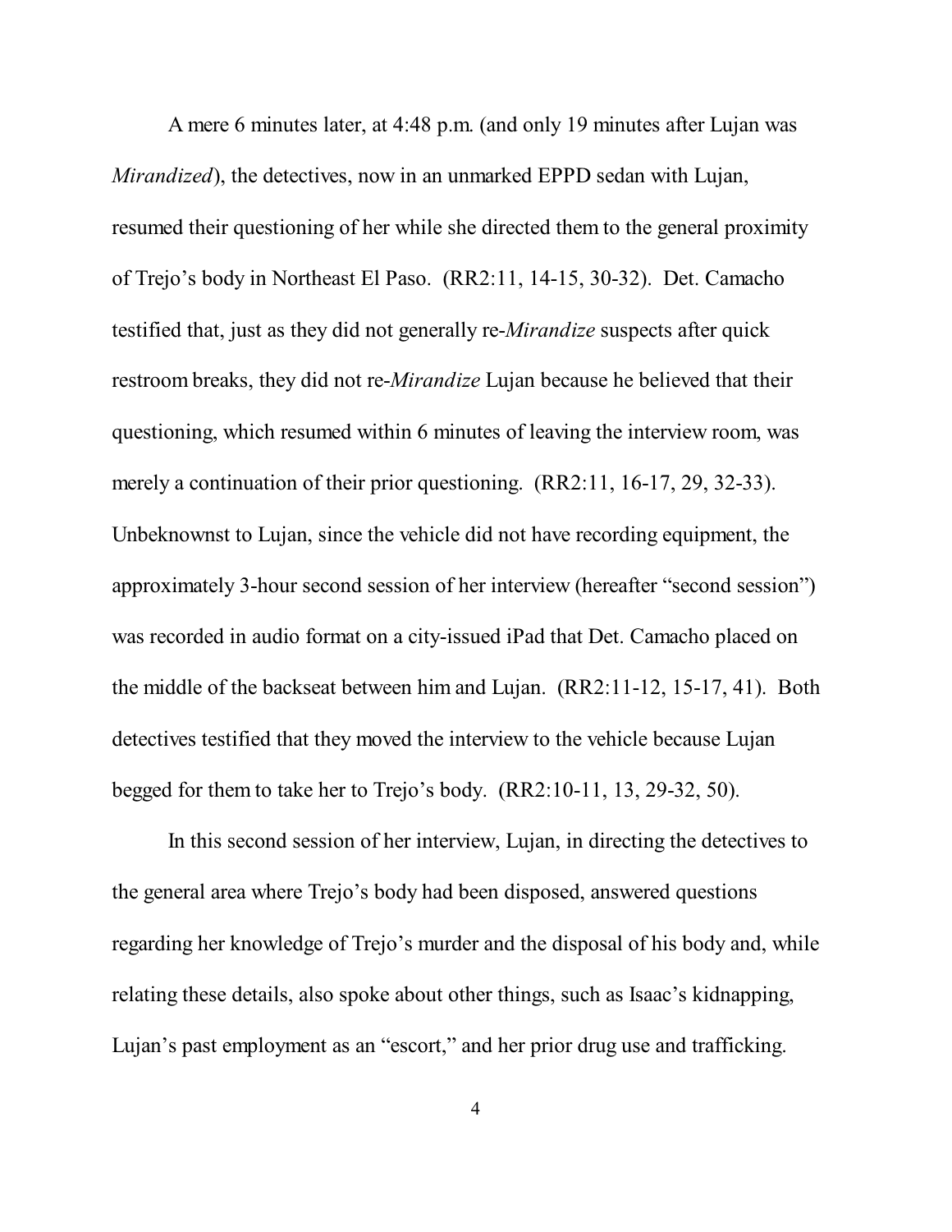A mere 6 minutes later, at 4:48 p.m. (and only 19 minutes after Lujan was *Mirandized*), the detectives, now in an unmarked EPPD sedan with Lujan, resumed their questioning of her while she directed them to the general proximity of Trejo's body in Northeast El Paso. (RR2:11, 14-15, 30-32). Det. Camacho testified that, just as they did not generally re-*Mirandize* suspects after quick restroom breaks, they did not re-*Mirandize* Lujan because he believed that their questioning, which resumed within 6 minutes of leaving the interview room, was merely a continuation of their prior questioning. (RR2:11, 16-17, 29, 32-33). Unbeknownst to Lujan, since the vehicle did not have recording equipment, the approximately 3-hour second session of her interview (hereafter "second session") was recorded in audio format on a city-issued iPad that Det. Camacho placed on the middle of the backseat between him and Lujan. (RR2:11-12, 15-17, 41). Both detectives testified that they moved the interview to the vehicle because Lujan begged for them to take her to Trejo's body. (RR2:10-11, 13, 29-32, 50).

In this second session of her interview, Lujan, in directing the detectives to the general area where Trejo's body had been disposed, answered questions regarding her knowledge of Trejo's murder and the disposal of his body and, while relating these details, also spoke about other things, such as Isaac's kidnapping, Lujan's past employment as an "escort," and her prior drug use and trafficking.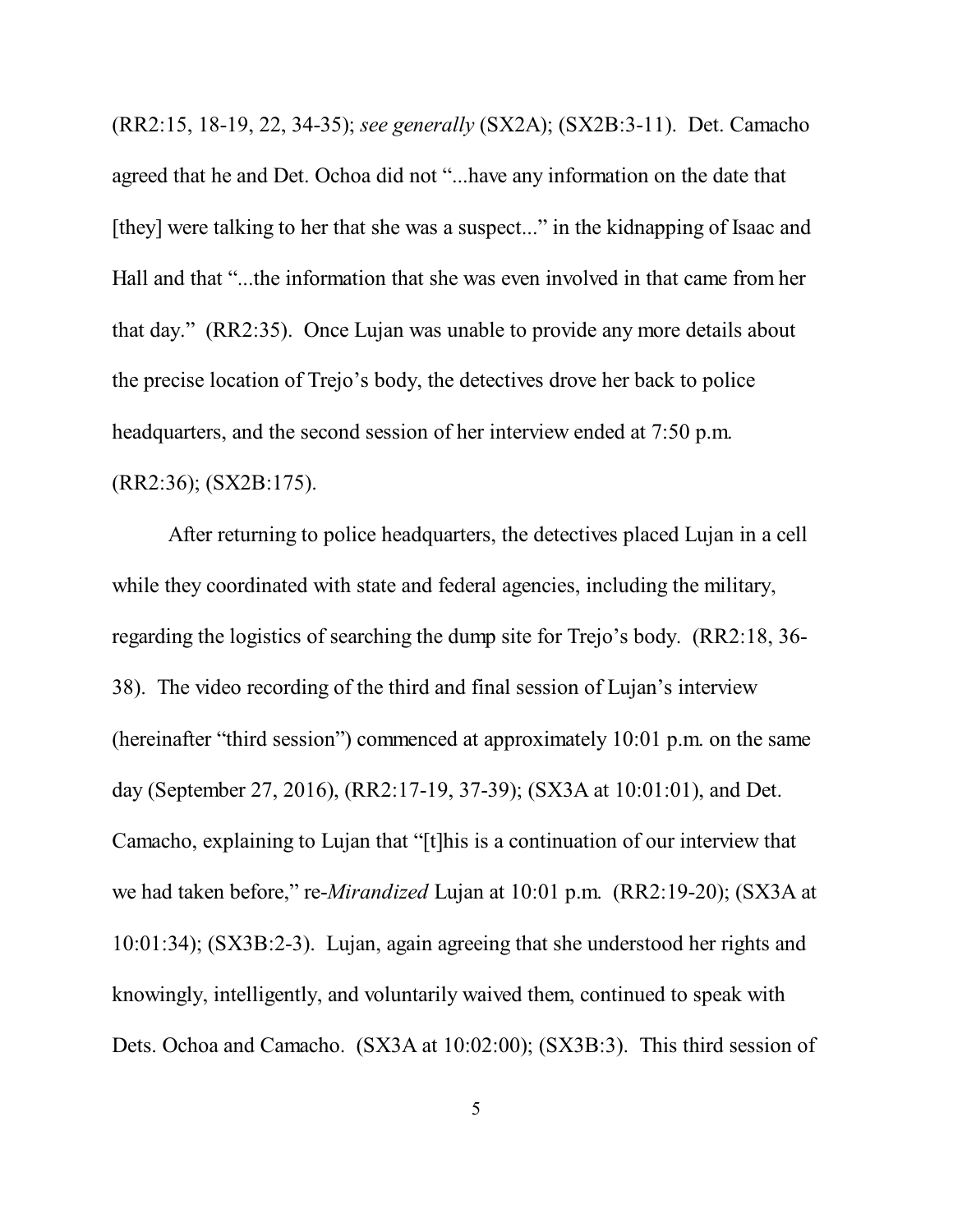(RR2:15, 18-19, 22, 34-35); *see generally* (SX2A); (SX2B:3-11). Det. Camacho agreed that he and Det. Ochoa did not "...have any information on the date that [they] were talking to her that she was a suspect..." in the kidnapping of Isaac and Hall and that "...the information that she was even involved in that came from her that day." (RR2:35). Once Lujan was unable to provide any more details about the precise location of Trejo's body, the detectives drove her back to police headquarters, and the second session of her interview ended at 7:50 p.m. (RR2:36); (SX2B:175).

After returning to police headquarters, the detectives placed Lujan in a cell while they coordinated with state and federal agencies, including the military, regarding the logistics of searching the dump site for Trejo's body. (RR2:18, 36-38). The video recording of the third and final session of Lujan's interview (hereinafter "third session") commenced at approximately 10:01 p.m. on the same day (September 27, 2016), (RR2:17-19, 37-39); (SX3A at 10:01:01), and Det. Camacho, explaining to Lujan that "[t]his is a continuation of our interview that we had taken before," re-*Mirandized* Lujan at 10:01 p.m. (RR2:19-20); (SX3A at 10:01:34); (SX3B:2-3). Lujan, again agreeing that she understood her rights and knowingly, intelligently, and voluntarily waived them, continued to speak with Dets. Ochoa and Camacho. (SX3A at 10:02:00); (SX3B:3). This third session of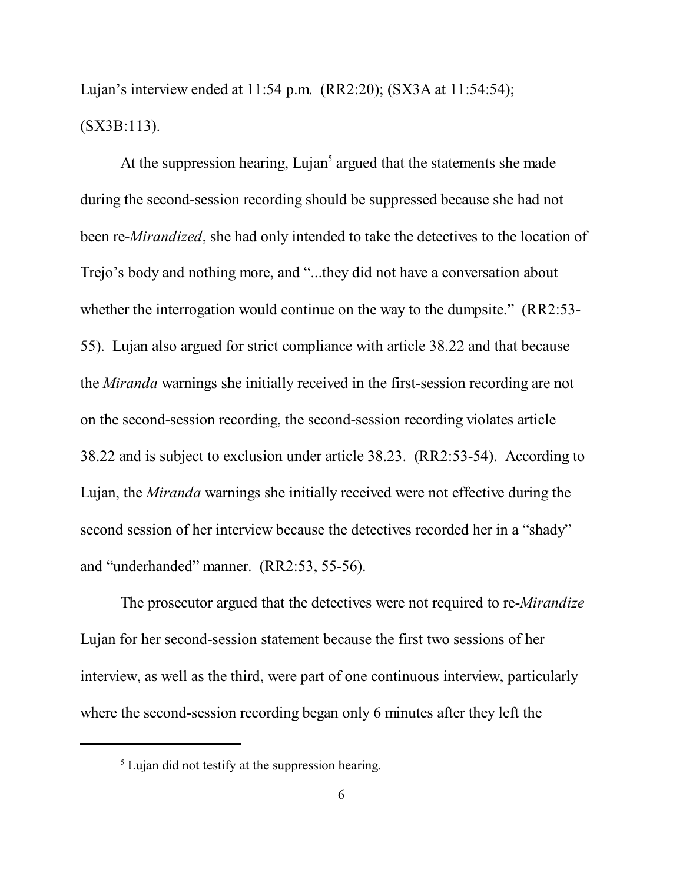Lujan's interview ended at 11:54 p.m. (RR2:20); (SX3A at 11:54:54); (SX3B:113).

At the suppression hearing, Lujan[5] argued that the statements she made during the second-session recording should be suppressed because she had not been re-*Mirandized*, she had only intended to take the detectives to the location of Trejo's body and nothing more, and "...they did not have a conversation about whether the interrogation would continue on the way to the dumpsite." (RR2:53-55). Lujan also argued for strict compliance with article 38.22 and that because the *Miranda* warnings she initially received in the first-session recording are not on the second-session recording, the second-session recording violates article 38.22 and is subject to exclusion under article 38.23. (RR2:53-54). According to Lujan, the *Miranda* warnings she initially received were not effective during the second session of her interview because the detectives recorded her in a "shady" and "underhanded" manner. (RR2:53, 55-56).

The prosecutor argued that the detectives were not required to re-*Mirandize* Lujan for her second-session statement because the first two sessions of her interview, as well as the third, were part of one continuous interview, particularly where the second-session recording began only 6 minutes after they left the

[5] Lujan did not testify at the suppression hearing.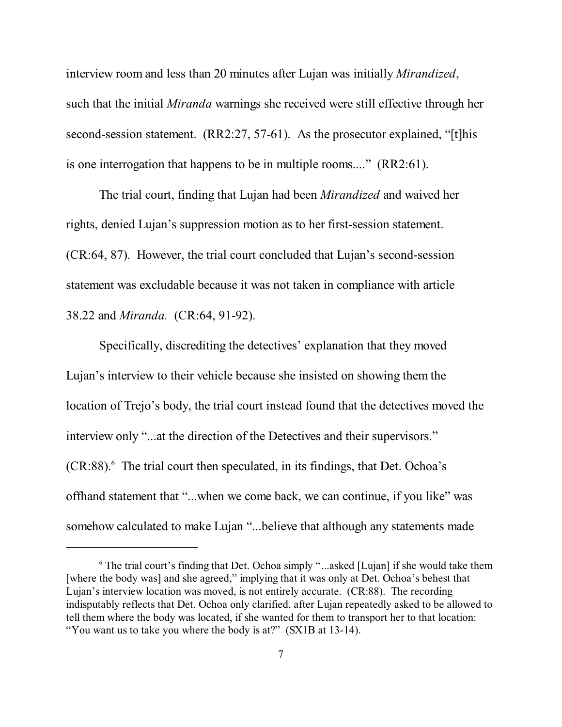interview room and less than 20 minutes after Lujan was initially *Mirandized*, such that the initial *Miranda* warnings she received were still effective through her second-session statement. (RR2:27, 57-61). As the prosecutor explained, "[t]his is one interrogation that happens to be in multiple rooms...." (RR2:61).

The trial court, finding that Lujan had been *Mirandized* and waived her rights, denied Lujan's suppression motion as to her first-session statement. (CR:64, 87). However, the trial court concluded that Lujan's second-session statement was excludable because it was not taken in compliance with article 38.22 and *Miranda.* (CR:64, 91-92).

Specifically, discrediting the detectives' explanation that they moved Lujan's interview to their vehicle because she insisted on showing them the location of Trejo's body, the trial court instead found that the detectives moved the interview only "...at the direction of the Detectives and their supervisors." (CR:88).[6] The trial court then speculated, in its findings, that Det. Ochoa's offhand statement that "...when we come back, we can continue, if you like" was somehow calculated to make Lujan "...believe that although any statements made

---

[6] The trial court's finding that Det. Ochoa simply "...asked [Lujan] if she would take them [where the body was] and she agreed," implying that it was only at Det. Ochoa's behest that Lujan's interview location was moved, is not entirely accurate. (CR:88). The recording indisputably reflects that Det. Ochoa only clarified, after Lujan repeatedly asked to be allowed to tell them where the body was located, if she wanted for them to transport her to that location: "You want us to take you where the body is at?" (SX1B at 13-14).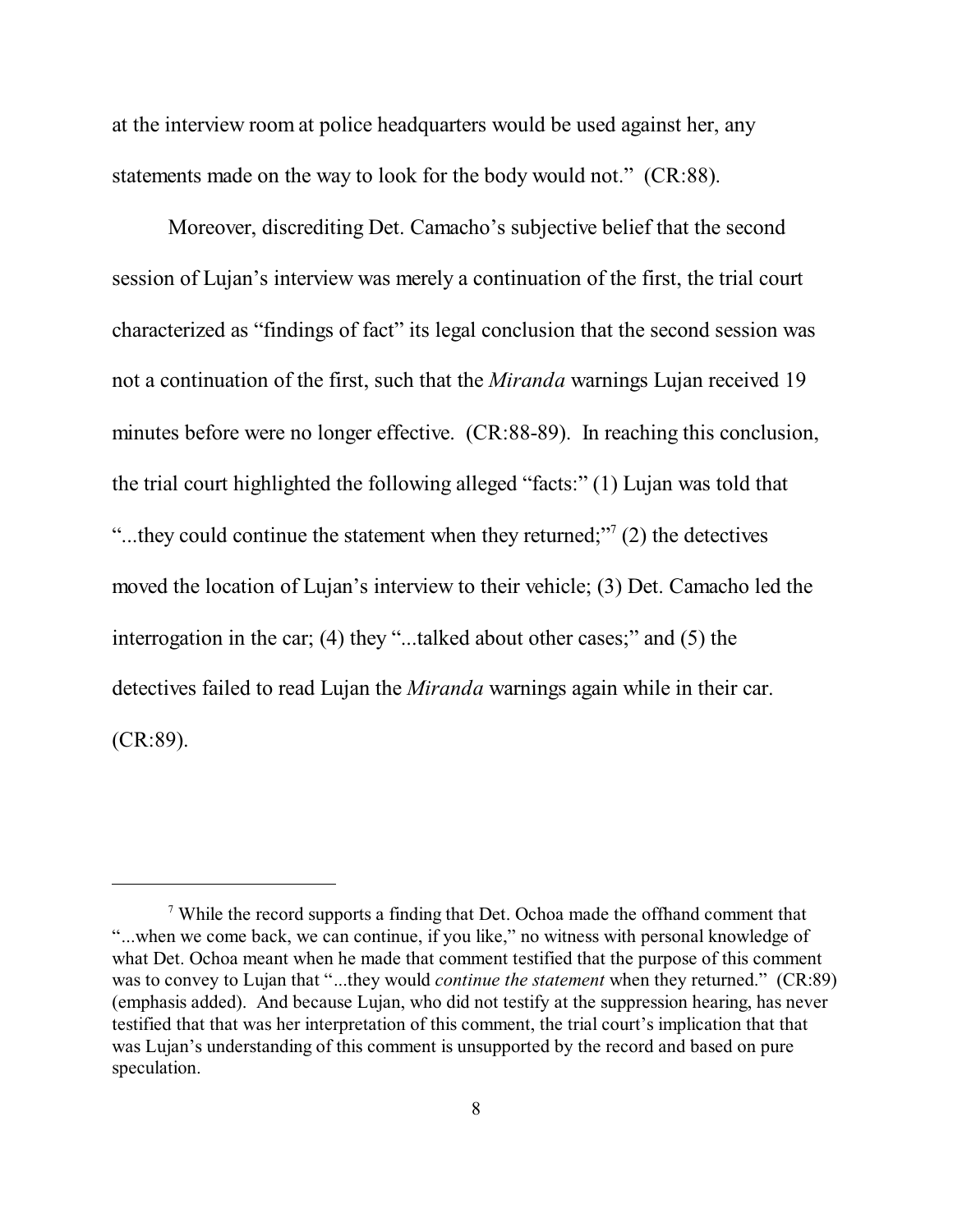at the interview room at police headquarters would be used against her, any statements made on the way to look for the body would not." (CR:88).

Moreover, discrediting Det. Camacho's subjective belief that the second session of Lujan's interview was merely a continuation of the first, the trial court characterized as "findings of fact" its legal conclusion that the second session was not a continuation of the first, such that the *Miranda* warnings Lujan received 19 minutes before were no longer effective. (CR:88-89). In reaching this conclusion, the trial court highlighted the following alleged "facts:" (1) Lujan was told that "...they could continue the statement when they returned;"[7] (2) the detectives moved the location of Lujan's interview to their vehicle; (3) Det. Camacho led the interrogation in the car; (4) they "...talked about other cases;" and (5) the detectives failed to read Lujan the *Miranda* warnings again while in their car. (CR:89).

---

[7] While the record supports a finding that Det. Ochoa made the offhand comment that "...when we come back, we can continue, if you like," no witness with personal knowledge of what Det. Ochoa meant when he made that comment testified that the purpose of this comment was to convey to Lujan that "...they would *continue the statement* when they returned." (CR:89) (emphasis added). And because Lujan, who did not testify at the suppression hearing, has never testified that that was her interpretation of this comment, the trial court's implication that that was Lujan's understanding of this comment is unsupported by the record and based on pure speculation.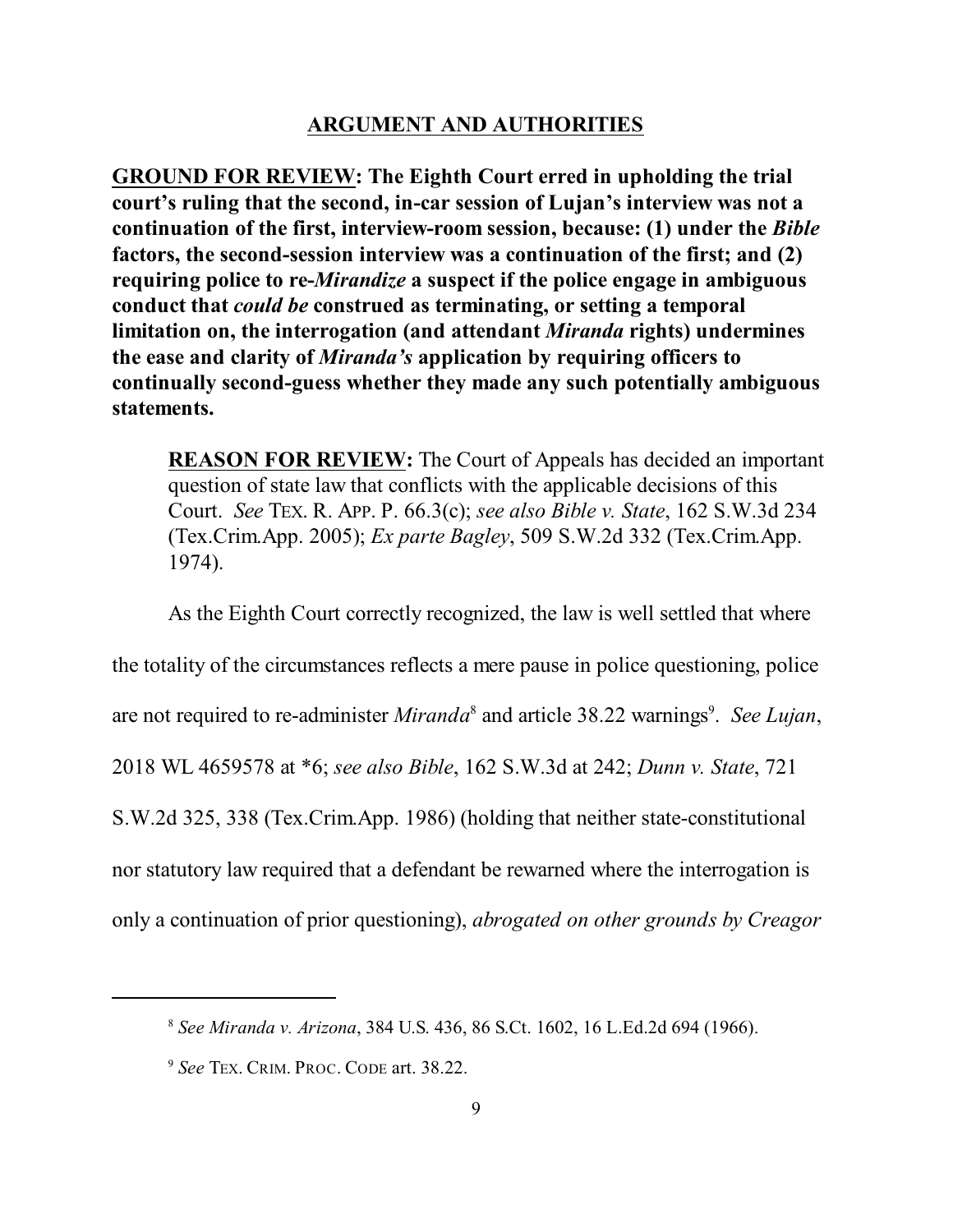## ARGUMENT AND AUTHORITIES

**GROUND FOR REVIEW: The Eighth Court erred in upholding the trial court's ruling that the second, in-car session of Lujan's interview was not a continuation of the first, interview-room session, because: (1) under the *Bible* factors, the second-session interview was a continuation of the first; and (2) requiring police to re-*Mirandize* a suspect if the police engage in ambiguous conduct that *could be* construed as terminating, or setting a temporal limitation on, the interrogation (and attendant *Miranda* rights) undermines the ease and clarity of *Miranda's* application by requiring officers to continually second-guess whether they made any such potentially ambiguous statements.**

> **REASON FOR REVIEW:** The Court of Appeals has decided an important question of state law that conflicts with the applicable decisions of this Court. *See* TEX. R. APP. P. 66.3(c); *see also Bible v. State*, 162 S.W.3d 234 (Tex.Crim.App. 2005); *Ex parte Bagley*, 509 S.W.2d 332 (Tex.Crim.App. 1974).

As the Eighth Court correctly recognized, the law is well settled that where the totality of the circumstances reflects a mere pause in police questioning, police are not required to re-administer *Miranda*[8] and article 38.22 warnings[9]. *See Lujan*, 2018 WL 4659578 at *6; *see also Bible*, 162 S.W.3d at 242; *Dunn v. State*, 721 S.W.2d 325, 338 (Tex.Crim.App. 1986) (holding that neither state-constitutional nor statutory law required that a defendant be rewarned where the interrogation is only a continuation of prior questioning), *abrogated on other grounds by Creagor*

---

[8] *See Miranda v. Arizona*, 384 U.S. 436, 86 S.Ct. 1602, 16 L.Ed.2d 694 (1966).

[9] *See* TEX. CRIM. PROC. CODE art. 38.22.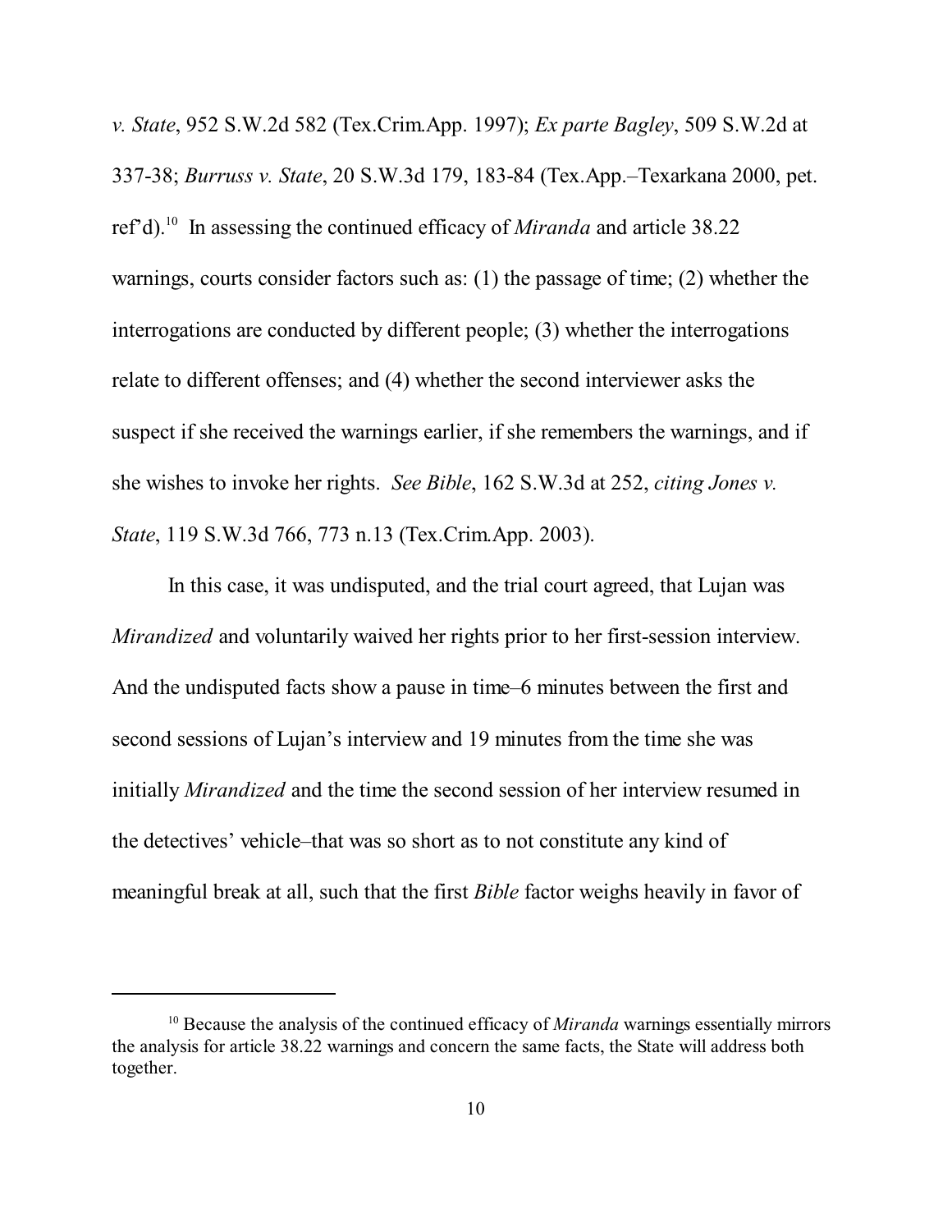*v. State*, 952 S.W.2d 582 (Tex.Crim.App. 1997); *Ex parte Bagley*, 509 S.W.2d at 337-38; *Burruss v. State*, 20 S.W.3d 179, 183-84 (Tex.App.–Texarkana 2000, pet. ref'd).[10] In assessing the continued efficacy of *Miranda* and article 38.22 warnings, courts consider factors such as: (1) the passage of time; (2) whether the interrogations are conducted by different people; (3) whether the interrogations relate to different offenses; and (4) whether the second interviewer asks the suspect if she received the warnings earlier, if she remembers the warnings, and if she wishes to invoke her rights. *See Bible*, 162 S.W.3d at 252, *citing Jones v. State*, 119 S.W.3d 766, 773 n.13 (Tex.Crim.App. 2003).

In this case, it was undisputed, and the trial court agreed, that Lujan was *Mirandized* and voluntarily waived her rights prior to her first-session interview. And the undisputed facts show a pause in time–6 minutes between the first and second sessions of Lujan's interview and 19 minutes from the time she was initially *Mirandized* and the time the second session of her interview resumed in the detectives' vehicle–that was so short as to not constitute any kind of meaningful break at all, such that the first *Bible* factor weighs heavily in favor of

[10] Because the analysis of the continued efficacy of *Miranda* warnings essentially mirrors the analysis for article 38.22 warnings and concern the same facts, the State will address both together.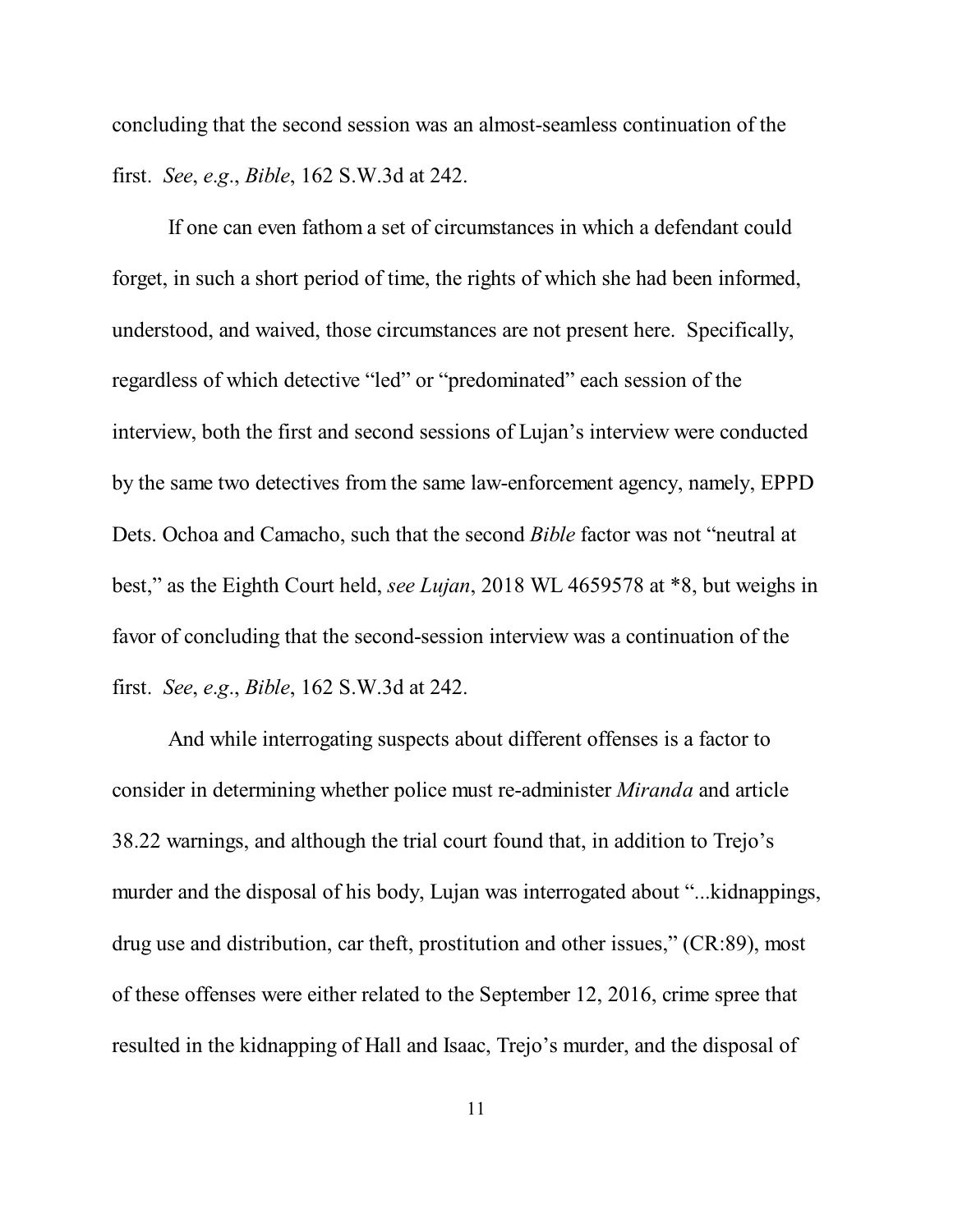concluding that the second session was an almost-seamless continuation of the first. *See*, *e.g*., *Bible*, 162 S.W.3d at 242.

If one can even fathom a set of circumstances in which a defendant could forget, in such a short period of time, the rights of which she had been informed, understood, and waived, those circumstances are not present here. Specifically, regardless of which detective "led" or "predominated" each session of the interview, both the first and second sessions of Lujan's interview were conducted by the same two detectives from the same law-enforcement agency, namely, EPPD Dets. Ochoa and Camacho, such that the second *Bible* factor was not "neutral at best," as the Eighth Court held, *see Lujan*, 2018 WL 4659578 at *8, but weighs in favor of concluding that the second-session interview was a continuation of the first. *See*, *e.g*., *Bible*, 162 S.W.3d at 242.

And while interrogating suspects about different offenses is a factor to consider in determining whether police must re-administer *Miranda* and article 38.22 warnings, and although the trial court found that, in addition to Trejo's murder and the disposal of his body, Lujan was interrogated about "...kidnappings, drug use and distribution, car theft, prostitution and other issues," (CR:89), most of these offenses were either related to the September 12, 2016, crime spree that resulted in the kidnapping of Hall and Isaac, Trejo's murder, and the disposal of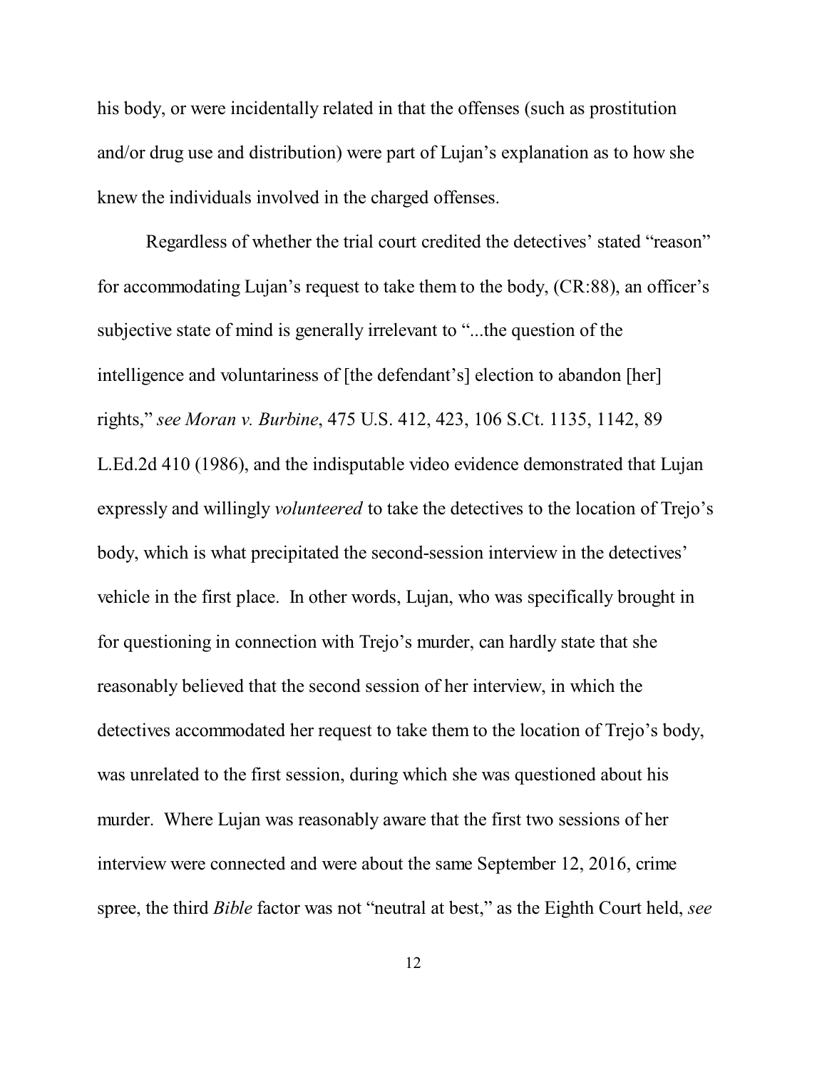his body, or were incidentally related in that the offenses (such as prostitution and/or drug use and distribution) were part of Lujan's explanation as to how she knew the individuals involved in the charged offenses.

Regardless of whether the trial court credited the detectives' stated "reason" for accommodating Lujan's request to take them to the body, (CR:88), an officer's subjective state of mind is generally irrelevant to "...the question of the intelligence and voluntariness of [the defendant's] election to abandon [her] rights," *see Moran v. Burbine*, 475 U.S. 412, 423, 106 S.Ct. 1135, 1142, 89 L.Ed.2d 410 (1986), and the indisputable video evidence demonstrated that Lujan expressly and willingly *volunteered* to take the detectives to the location of Trejo's body, which is what precipitated the second-session interview in the detectives' vehicle in the first place. In other words, Lujan, who was specifically brought in for questioning in connection with Trejo's murder, can hardly state that she reasonably believed that the second session of her interview, in which the detectives accommodated her request to take them to the location of Trejo's body, was unrelated to the first session, during which she was questioned about his murder. Where Lujan was reasonably aware that the first two sessions of her interview were connected and were about the same September 12, 2016, crime spree, the third *Bible* factor was not "neutral at best," as the Eighth Court held, *see*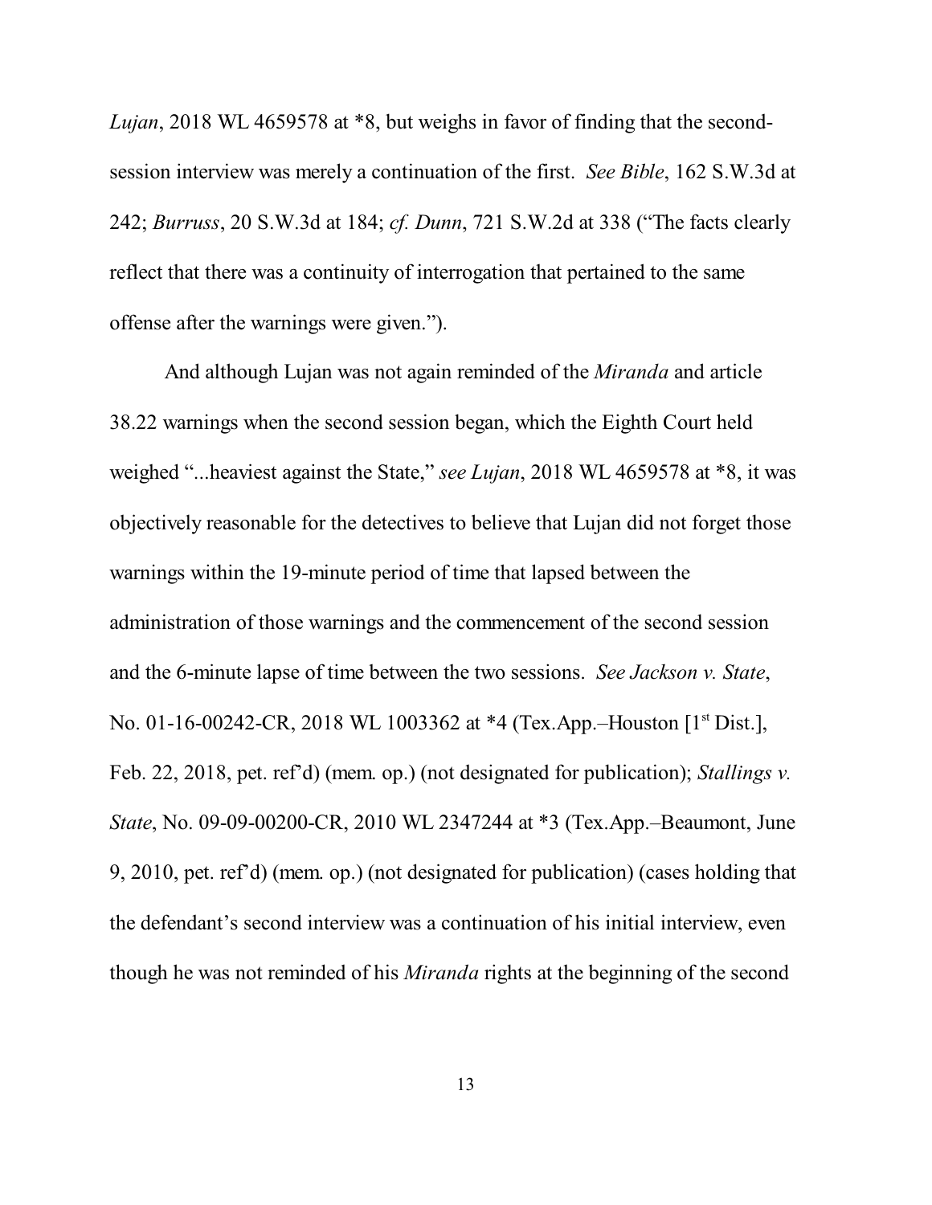*Lujan*, 2018 WL 4659578 at *8, but weighs in favor of finding that the second-session interview was merely a continuation of the first. *See Bible*, 162 S.W.3d at 242; *Burruss*, 20 S.W.3d at 184; *cf. Dunn*, 721 S.W.2d at 338 ("The facts clearly reflect that there was a continuity of interrogation that pertained to the same offense after the warnings were given.").

And although Lujan was not again reminded of the *Miranda* and article 38.22 warnings when the second session began, which the Eighth Court held weighed "...heaviest against the State," *see Lujan*, 2018 WL 4659578 at *8, it was objectively reasonable for the detectives to believe that Lujan did not forget those warnings within the 19-minute period of time that lapsed between the administration of those warnings and the commencement of the second session and the 6-minute lapse of time between the two sessions. *See Jackson v. State*, No. 01-16-00242-CR, 2018 WL 1003362 at *4 (Tex.App.–Houston [1st Dist.], Feb. 22, 2018, pet. ref'd) (mem. op.) (not designated for publication); *Stallings v. State*, No. 09-09-00200-CR, 2010 WL 2347244 at *3 (Tex.App.–Beaumont, June 9, 2010, pet. ref'd) (mem. op.) (not designated for publication) (cases holding that the defendant's second interview was a continuation of his initial interview, even though he was not reminded of his *Miranda* rights at the beginning of the second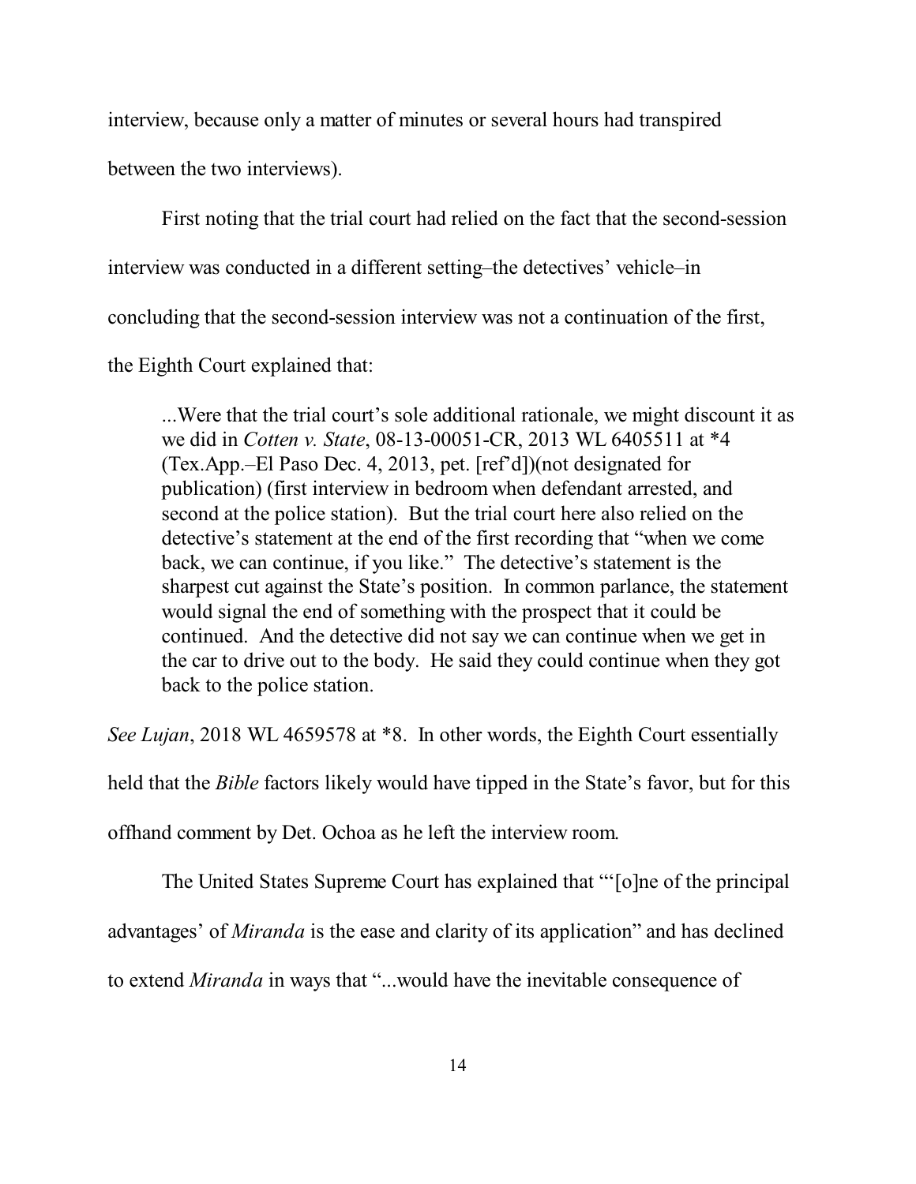interview, because only a matter of minutes or several hours had transpired between the two interviews).

First noting that the trial court had relied on the fact that the second-session interview was conducted in a different setting–the detectives' vehicle–in concluding that the second-session interview was not a continuation of the first, the Eighth Court explained that:

> ...Were that the trial court's sole additional rationale, we might discount it as we did in *Cotten v. State*, 08-13-00051-CR, 2013 WL 6405511 at *4 (Tex.App.–El Paso Dec. 4, 2013, pet. [ref'd])(not designated for publication) (first interview in bedroom when defendant arrested, and second at the police station). But the trial court here also relied on the detective's statement at the end of the first recording that "when we come back, we can continue, if you like." The detective's statement is the sharpest cut against the State's position. In common parlance, the statement would signal the end of something with the prospect that it could be continued. And the detective did not say we can continue when we get in the car to drive out to the body. He said they could continue when they got back to the police station.

*See Lujan*, 2018 WL 4659578 at *8. In other words, the Eighth Court essentially held that the *Bible* factors likely would have tipped in the State's favor, but for this offhand comment by Det. Ochoa as he left the interview room.

The United States Supreme Court has explained that "'[o]ne of the principal advantages' of *Miranda* is the ease and clarity of its application" and has declined to extend *Miranda* in ways that "...would have the inevitable consequence of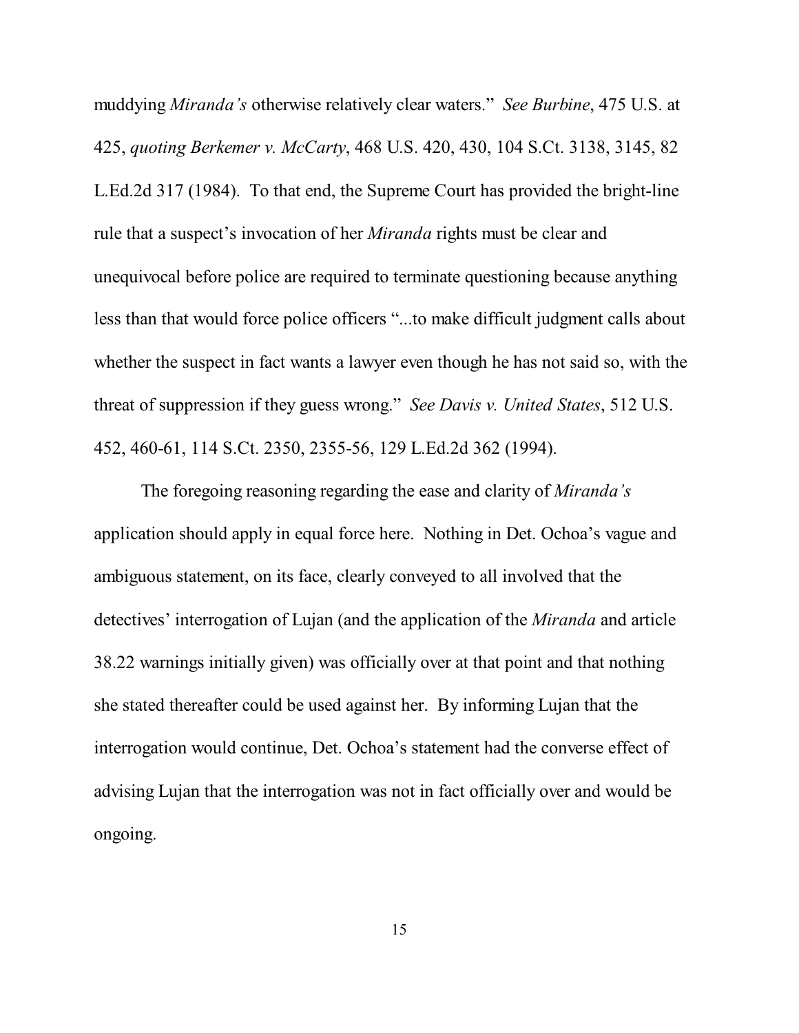muddying *Miranda's* otherwise relatively clear waters." *See Burbine*, 475 U.S. at 425, *quoting Berkemer v. McCarty*, 468 U.S. 420, 430, 104 S.Ct. 3138, 3145, 82 L.Ed.2d 317 (1984). To that end, the Supreme Court has provided the bright-line rule that a suspect's invocation of her *Miranda* rights must be clear and unequivocal before police are required to terminate questioning because anything less than that would force police officers "...to make difficult judgment calls about whether the suspect in fact wants a lawyer even though he has not said so, with the threat of suppression if they guess wrong." *See Davis v. United States*, 512 U.S. 452, 460-61, 114 S.Ct. 2350, 2355-56, 129 L.Ed.2d 362 (1994).

The foregoing reasoning regarding the ease and clarity of *Miranda's* application should apply in equal force here. Nothing in Det. Ochoa's vague and ambiguous statement, on its face, clearly conveyed to all involved that the detectives' interrogation of Lujan (and the application of the *Miranda* and article 38.22 warnings initially given) was officially over at that point and that nothing she stated thereafter could be used against her. By informing Lujan that the interrogation would continue, Det. Ochoa's statement had the converse effect of advising Lujan that the interrogation was not in fact officially over and would be ongoing.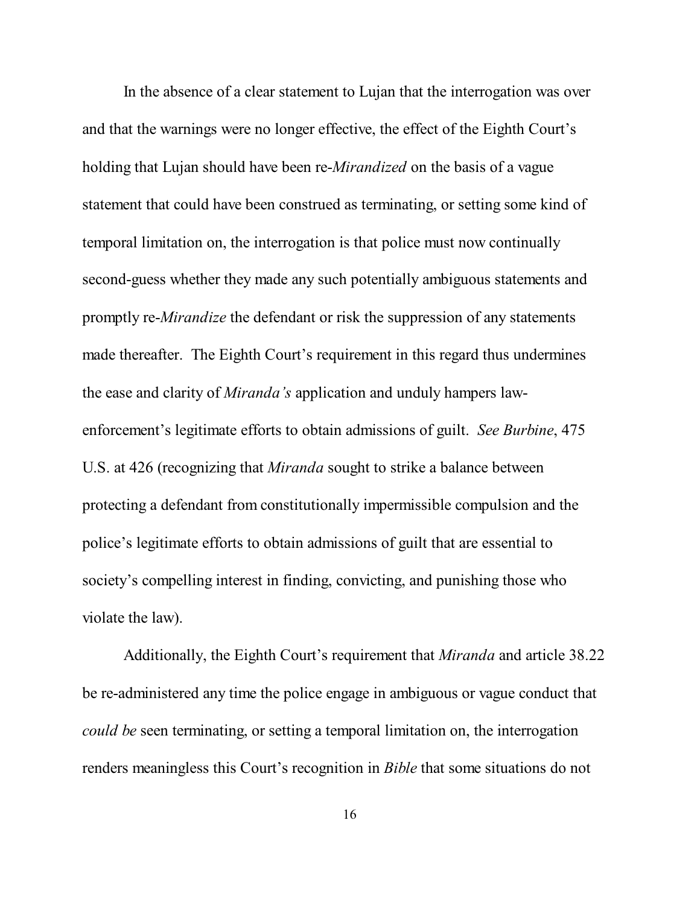In the absence of a clear statement to Lujan that the interrogation was over and that the warnings were no longer effective, the effect of the Eighth Court's holding that Lujan should have been re-*Mirandized* on the basis of a vague statement that could have been construed as terminating, or setting some kind of temporal limitation on, the interrogation is that police must now continually second-guess whether they made any such potentially ambiguous statements and promptly re-*Mirandize* the defendant or risk the suppression of any statements made thereafter. The Eighth Court's requirement in this regard thus undermines the ease and clarity of *Miranda's* application and unduly hampers law-enforcement's legitimate efforts to obtain admissions of guilt. *See Burbine*, 475 U.S. at 426 (recognizing that *Miranda* sought to strike a balance between protecting a defendant from constitutionally impermissible compulsion and the police's legitimate efforts to obtain admissions of guilt that are essential to society's compelling interest in finding, convicting, and punishing those who violate the law).

Additionally, the Eighth Court's requirement that *Miranda* and article 38.22 be re-administered any time the police engage in ambiguous or vague conduct that *could be* seen terminating, or setting a temporal limitation on, the interrogation renders meaningless this Court's recognition in *Bible* that some situations do not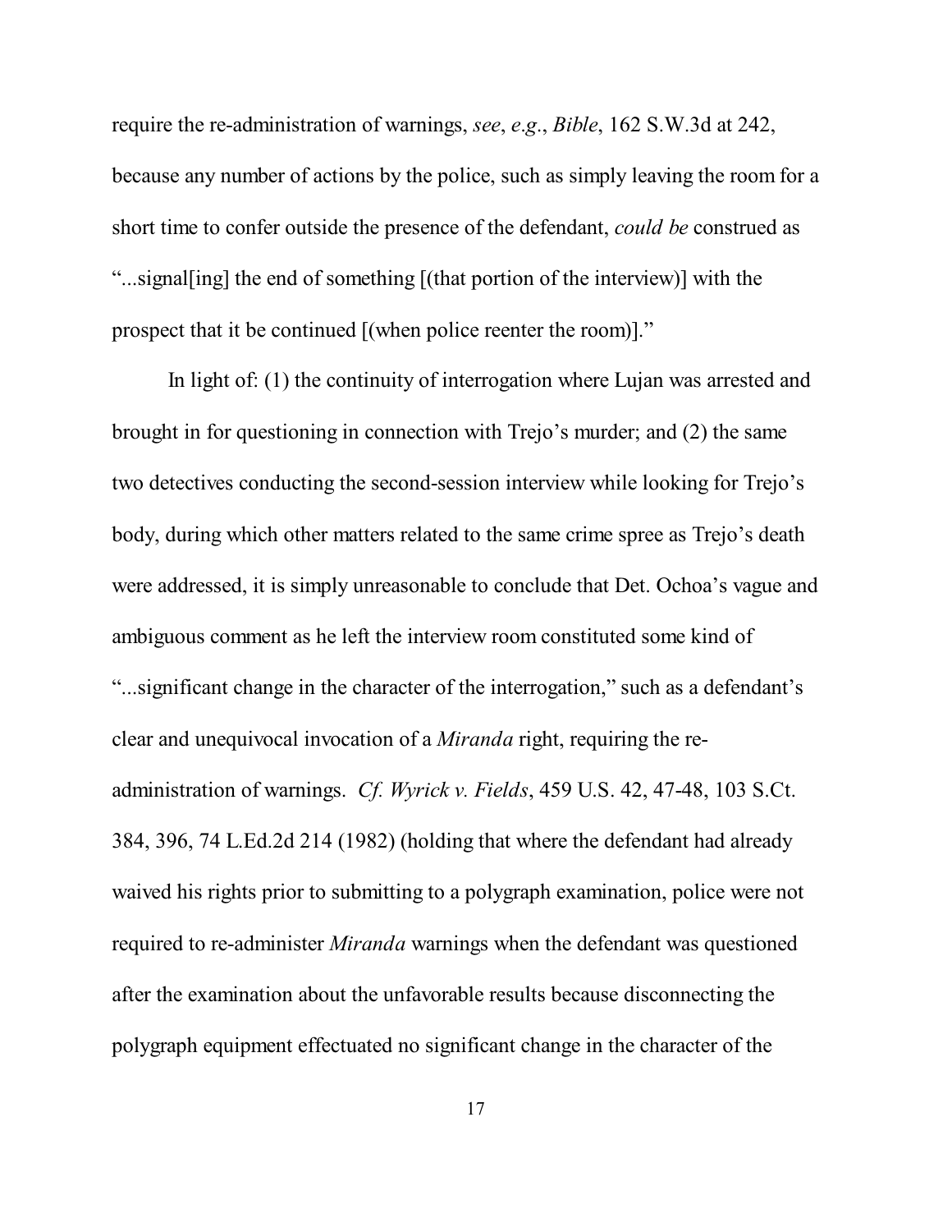require the re-administration of warnings, *see*, *e.g*., *Bible*, 162 S.W.3d at 242, because any number of actions by the police, such as simply leaving the room for a short time to confer outside the presence of the defendant, *could be* construed as "...signal[ing] the end of something [(that portion of the interview)] with the prospect that it be continued [(when police reenter the room)]."

In light of: (1) the continuity of interrogation where Lujan was arrested and brought in for questioning in connection with Trejo's murder; and (2) the same two detectives conducting the second-session interview while looking for Trejo's body, during which other matters related to the same crime spree as Trejo's death were addressed, it is simply unreasonable to conclude that Det. Ochoa's vague and ambiguous comment as he left the interview room constituted some kind of "...significant change in the character of the interrogation," such as a defendant's clear and unequivocal invocation of a *Miranda* right, requiring the re-administration of warnings. *Cf. Wyrick v. Fields*, 459 U.S. 42, 47-48, 103 S.Ct. 384, 396, 74 L.Ed.2d 214 (1982) (holding that where the defendant had already waived his rights prior to submitting to a polygraph examination, police were not required to re-administer *Miranda* warnings when the defendant was questioned after the examination about the unfavorable results because disconnecting the polygraph equipment effectuated no significant change in the character of the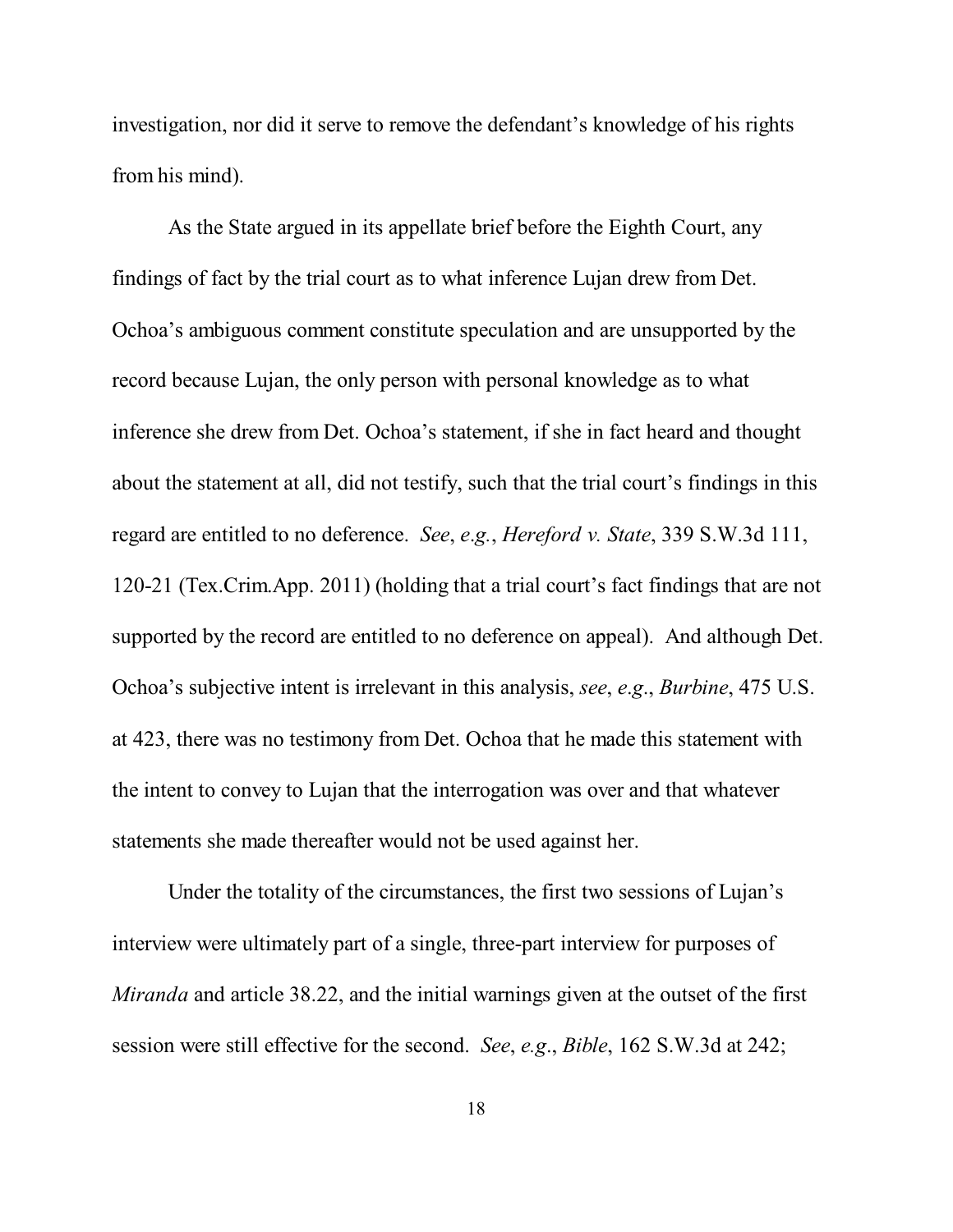investigation, nor did it serve to remove the defendant's knowledge of his rights from his mind).

As the State argued in its appellate brief before the Eighth Court, any findings of fact by the trial court as to what inference Lujan drew from Det. Ochoa's ambiguous comment constitute speculation and are unsupported by the record because Lujan, the only person with personal knowledge as to what inference she drew from Det. Ochoa's statement, if she in fact heard and thought about the statement at all, did not testify, such that the trial court's findings in this regard are entitled to no deference. *See*, *e.g.*, *Hereford v. State*, 339 S.W.3d 111, 120-21 (Tex.Crim.App. 2011) (holding that a trial court's fact findings that are not supported by the record are entitled to no deference on appeal). And although Det. Ochoa's subjective intent is irrelevant in this analysis, *see*, *e.g*., *Burbine*, 475 U.S. at 423, there was no testimony from Det. Ochoa that he made this statement with the intent to convey to Lujan that the interrogation was over and that whatever statements she made thereafter would not be used against her.

Under the totality of the circumstances, the first two sessions of Lujan's interview were ultimately part of a single, three-part interview for purposes of *Miranda* and article 38.22, and the initial warnings given at the outset of the first session were still effective for the second. *See*, *e.g*., *Bible*, 162 S.W.3d at 242;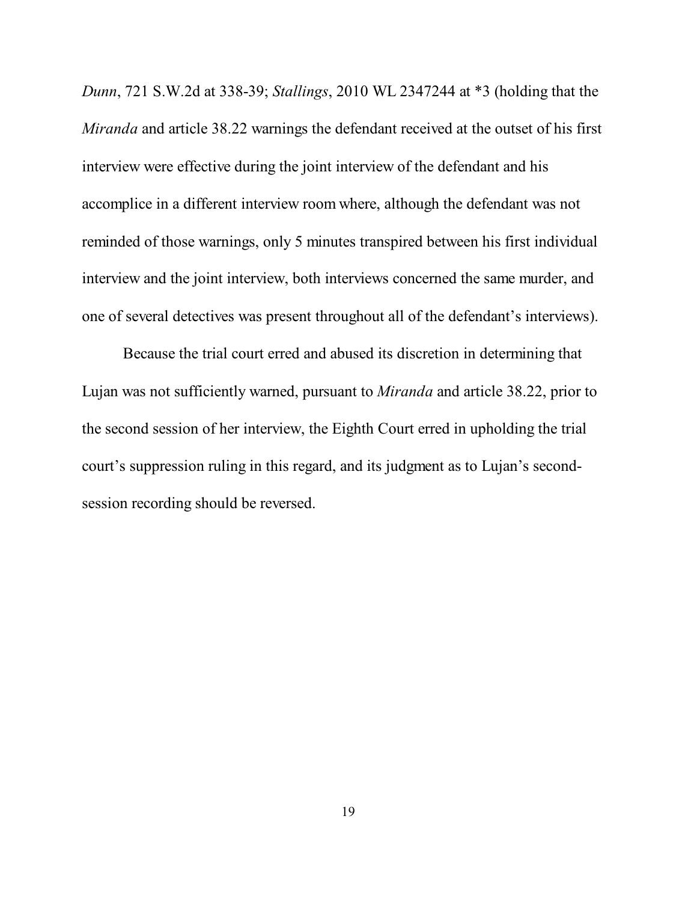*Dunn*, 721 S.W.2d at 338-39; *Stallings*, 2010 WL 2347244 at *3 (holding that the *Miranda* and article 38.22 warnings the defendant received at the outset of his first interview were effective during the joint interview of the defendant and his accomplice in a different interview room where, although the defendant was not reminded of those warnings, only 5 minutes transpired between his first individual interview and the joint interview, both interviews concerned the same murder, and one of several detectives was present throughout all of the defendant's interviews).

Because the trial court erred and abused its discretion in determining that Lujan was not sufficiently warned, pursuant to *Miranda* and article 38.22, prior to the second session of her interview, the Eighth Court erred in upholding the trial court's suppression ruling in this regard, and its judgment as to Lujan's second-session recording should be reversed.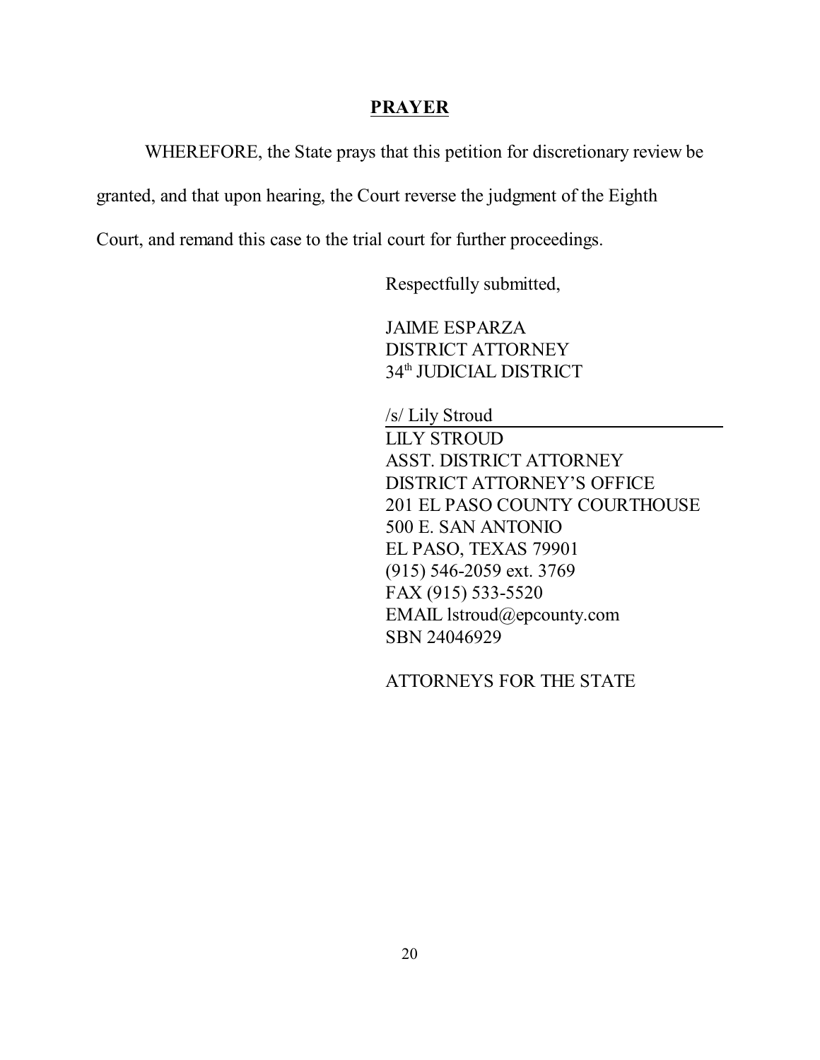## PRAYER

WHEREFORE, the State prays that this petition for discretionary review be granted, and that upon hearing, the Court reverse the judgment of the Eighth Court, and remand this case to the trial court for further proceedings.

Respectfully submitted,

JAIME ESPARZA
DISTRICT ATTORNEY
34th JUDICIAL DISTRICT

/s/ Lily Stroud
LILY STROUD
ASST. DISTRICT ATTORNEY
DISTRICT ATTORNEY'S OFFICE
201 EL PASO COUNTY COURTHOUSE
500 E. SAN ANTONIO
EL PASO, TEXAS 79901
(915) 546-2059 ext. 3769
FAX (915) 533-5520
EMAIL lstroud@epcounty.com
SBN 24046929

ATTORNEYS FOR THE STATE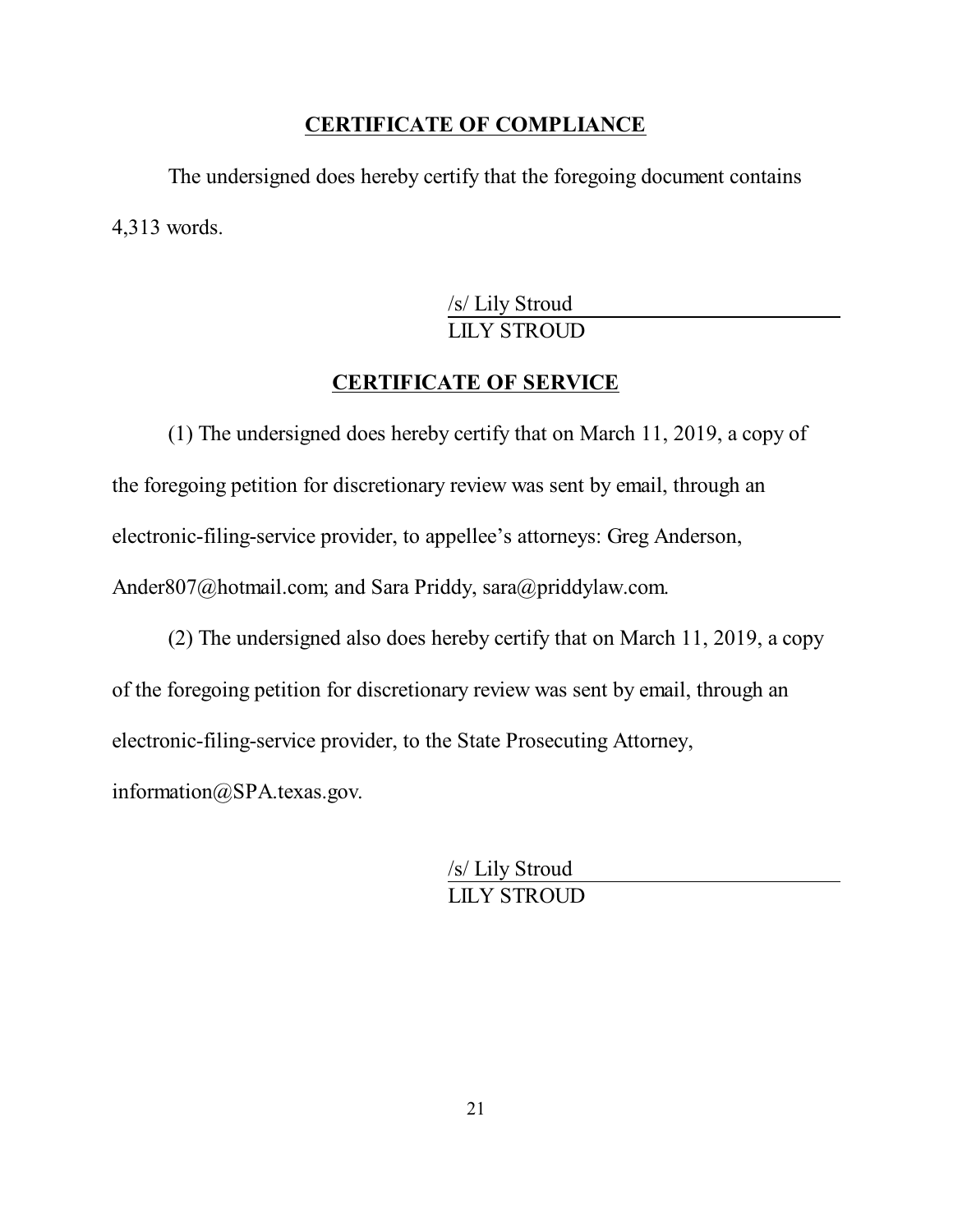## CERTIFICATE OF COMPLIANCE

The undersigned does hereby certify that the foregoing document contains 4,313 words.

/s/ Lily Stroud
LILY STROUD

## CERTIFICATE OF SERVICE

(1) The undersigned does hereby certify that on March 11, 2019, a copy of the foregoing petition for discretionary review was sent by email, through an electronic-filing-service provider, to appellee's attorneys: Greg Anderson, Ander807@hotmail.com; and Sara Priddy, sara@priddylaw.com.

(2) The undersigned also does hereby certify that on March 11, 2019, a copy of the foregoing petition for discretionary review was sent by email, through an electronic-filing-service provider, to the State Prosecuting Attorney, information@SPA.texas.gov.

/s/ Lily Stroud
LILY STROUD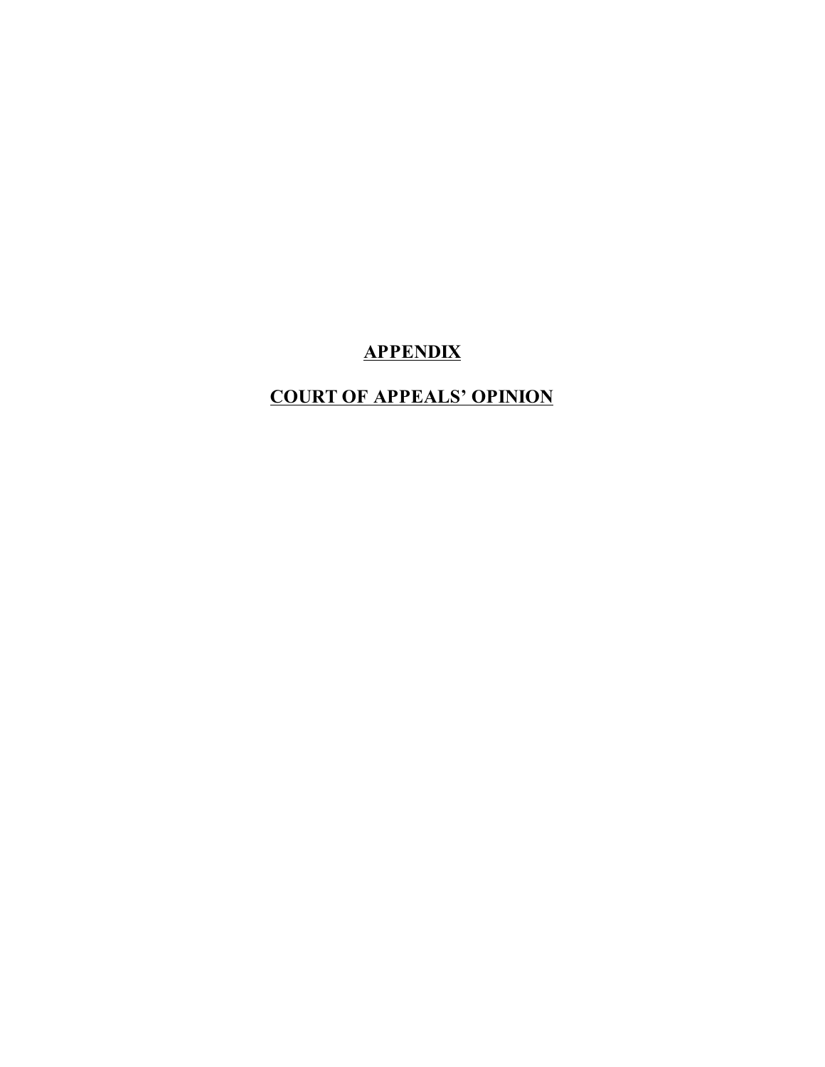# **APPENDIX**

# **COURT OF APPEALS' OPINION**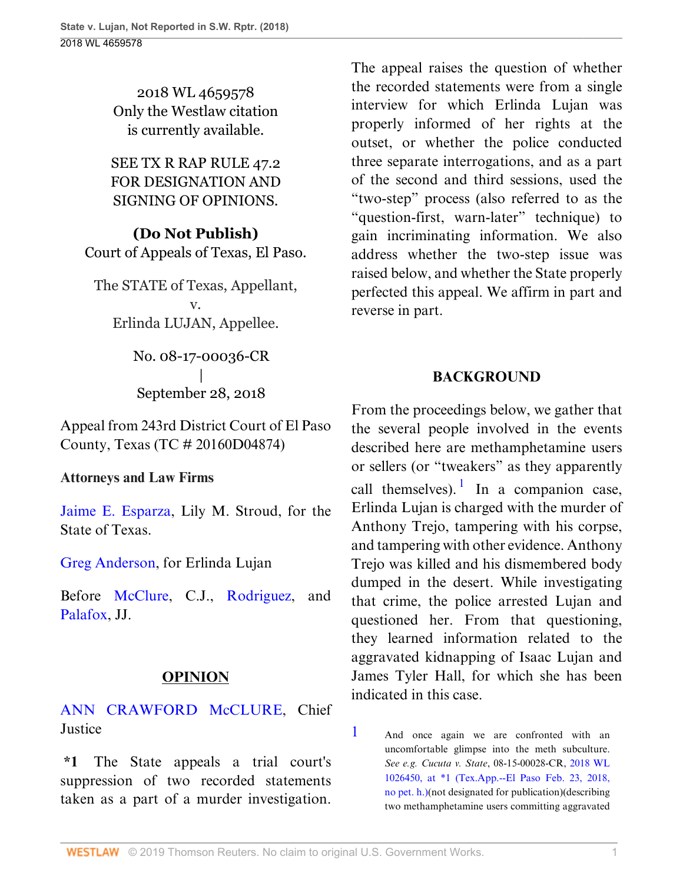2018 WL 4659578
Only the Westlaw citation is currently available.

SEE TX R RAP RULE 47.2 FOR DESIGNATION AND SIGNING OF OPINIONS.

**(Do Not Publish)**
Court of Appeals of Texas, El Paso.

The STATE of Texas, Appellant,
v.
Erlinda LUJAN, Appellee.

No. 08-17-00036-CR
|
September 28, 2018

Appeal from 243rd District Court of El Paso County, Texas (TC # 20160D04874)

**Attorneys and Law Firms**

Jaime E. Esparza, Lily M. Stroud, for the State of Texas.

Greg Anderson, for Erlinda Lujan

Before McClure, C.J., Rodriguez, and Palafox, JJ.

## OPINION

ANN CRAWFORD McCLURE, Chief Justice

**\*1** The State appeals a trial court's suppression of two recorded statements taken as a part of a murder investigation. The appeal raises the question of whether the recorded statements were from a single interview for which Erlinda Lujan was properly informed of her rights at the outset, or whether the police conducted three separate interrogations, and as a part of the second and third sessions, used the "two-step" process (also referred to as the "question-first, warn-later" technique) to gain incriminating information. We also address whether the two-step issue was raised below, and whether the State properly perfected this appeal. We affirm in part and reverse in part.

## BACKGROUND

From the proceedings below, we gather that the several people involved in the events described here are methamphetamine users or sellers (or "tweakers" as they apparently call themselves).[1] In a companion case, Erlinda Lujan is charged with the murder of Anthony Trejo, tampering with his corpse, and tampering with other evidence. Anthony Trejo was killed and his dismembered body dumped in the desert. While investigating that crime, the police arrested Lujan and questioned her. From that questioning, they learned information related to the aggravated kidnapping of Isaac Lujan and James Tyler Hall, for which she has been indicated in this case.

[1] And once again we are confronted with an uncomfortable glimpse into the meth subculture. *See e.g. Cucuta v. State*, 08-15-00028-CR, 2018 WL 1026450, at \*1 (Tex.App.--El Paso Feb. 23, 2018, no pet. h.)(not designated for publication)(describing two methamphetamine users committing aggravated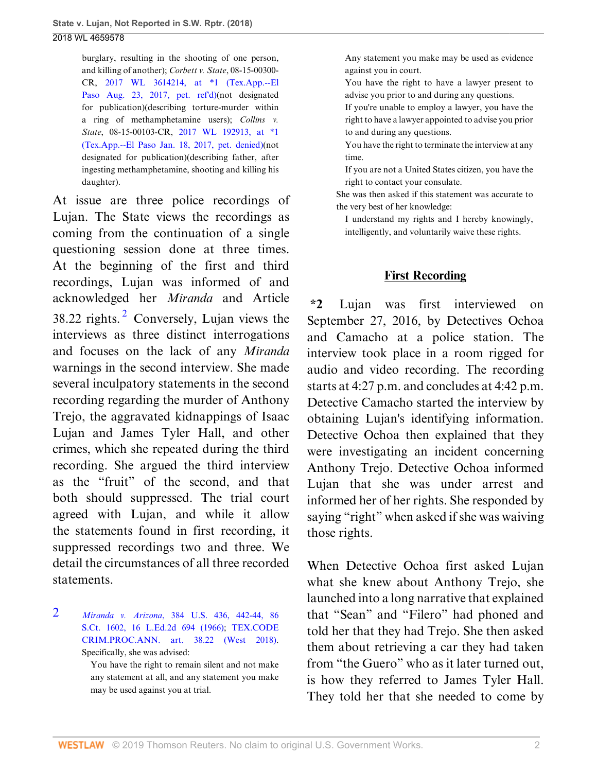burglary, resulting in the shooting of one person, and killing of another); *Corbett v. State*, 08-15-00300-CR, 2017 WL 3614214, at *1 (Tex.App.--El Paso Aug. 23, 2017, pet. ref'd)(not designated for publication)(describing torture-murder within a ring of methamphetamine users); *Collins v. State*, 08-15-00103-CR, 2017 WL 192913, at *1 (Tex.App.--El Paso Jan. 18, 2017, pet. denied)(not designated for publication)(describing father, after ingesting methamphetamine, shooting and killing his daughter).

At issue are three police recordings of Lujan. The State views the recordings as coming from the continuation of a single questioning session done at three times. At the beginning of the first and third recordings, Lujan was informed of and acknowledged her *Miranda* and Article 38.22 rights.[2] Conversely, Lujan views the interviews as three distinct interrogations and focuses on the lack of any *Miranda* warnings in the second interview. She made several inculpatory statements in the second recording regarding the murder of Anthony Trejo, the aggravated kidnappings of Isaac Lujan and James Tyler Hall, and other crimes, which she repeated during the third recording. She argued the third interview as the "fruit" of the second, and that both should suppressed. The trial court agreed with Lujan, and while it allow the statements found in first recording, it suppressed recordings two and three. We detail the circumstances of all three recorded statements.

2 *Miranda v. Arizona*, 384 U.S. 436, 442-44, 86 S.Ct. 1602, 16 L.Ed.2d 694 (1966); TEX.CODE CRIM.PROC.ANN. art. 38.22 (West 2018). Specifically, she was advised:

> You have the right to remain silent and not make any statement at all, and any statement you make may be used against you at trial.
>
> Any statement you make may be used as evidence against you in court.
>
> You have the right to have a lawyer present to advise you prior to and during any questions.
>
> If you're unable to employ a lawyer, you have the right to have a lawyer appointed to advise you prior to and during any questions.
>
> You have the right to terminate the interview at any time.
>
> If you are not a United States citizen, you have the right to contact your consulate.

She was then asked if this statement was accurate to the very best of her knowledge:

> I understand my rights and I hereby knowingly, intelligently, and voluntarily waive these rights.

## First Recording

**\*2** Lujan was first interviewed on September 27, 2016, by Detectives Ochoa and Camacho at a police station. The interview took place in a room rigged for audio and video recording. The recording starts at 4:27 p.m. and concludes at 4:42 p.m. Detective Camacho started the interview by obtaining Lujan's identifying information. Detective Ochoa then explained that they were investigating an incident concerning Anthony Trejo. Detective Ochoa informed Lujan that she was under arrest and informed her of her rights. She responded by saying "right" when asked if she was waiving those rights.

When Detective Ochoa first asked Lujan what she knew about Anthony Trejo, she launched into a long narrative that explained that "Sean" and "Filero" had phoned and told her that they had Trejo. She then asked them about retrieving a car they had taken from "the Guero" who as it later turned out, is how they referred to James Tyler Hall. They told her that she needed to come by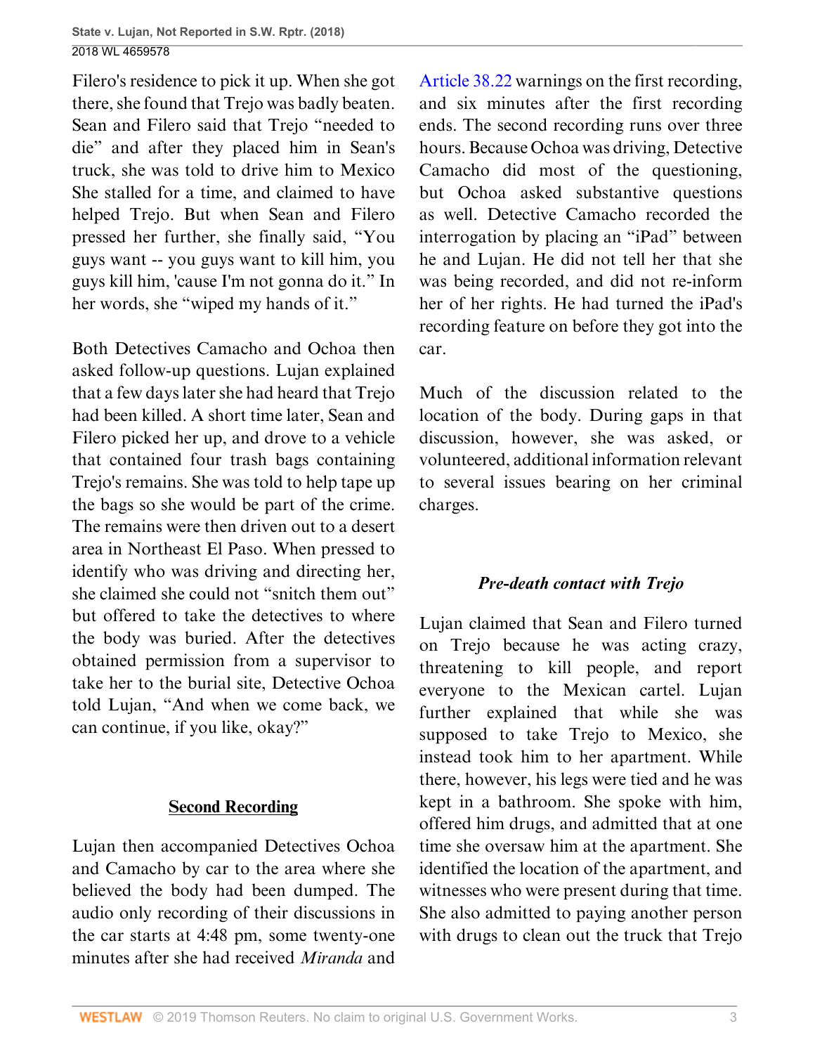Filero's residence to pick it up. When she got there, she found that Trejo was badly beaten. Sean and Filero said that Trejo "needed to die" and after they placed him in Sean's truck, she was told to drive him to Mexico She stalled for a time, and claimed to have helped Trejo. But when Sean and Filero pressed her further, she finally said, "You guys want -- you guys want to kill him, you guys kill him, 'cause I'm not gonna do it." In her words, she "wiped my hands of it."

Both Detectives Camacho and Ochoa then asked follow-up questions. Lujan explained that a few days later she had heard that Trejo had been killed. A short time later, Sean and Filero picked her up, and drove to a vehicle that contained four trash bags containing Trejo's remains. She was told to help tape up the bags so she would be part of the crime. The remains were then driven out to a desert area in Northeast El Paso. When pressed to identify who was driving and directing her, she claimed she could not "snitch them out" but offered to take the detectives to where the body was buried. After the detectives obtained permission from a supervisor to take her to the burial site, Detective Ochoa told Lujan, "And when we come back, we can continue, if you like, okay?"

## Second Recording

Lujan then accompanied Detectives Ochoa and Camacho by car to the area where she believed the body had been dumped. The audio only recording of their discussions in the car starts at 4:48 pm, some twenty-one minutes after she had received *Miranda* and Article 38.22 warnings on the first recording, and six minutes after the first recording ends. The second recording runs over three hours. Because Ochoa was driving, Detective Camacho did most of the questioning, but Ochoa asked substantive questions as well. Detective Camacho recorded the interrogation by placing an "iPad" between he and Lujan. He did not tell her that she was being recorded, and did not re-inform her of her rights. He had turned the iPad's recording feature on before they got into the car.

Much of the discussion related to the location of the body. During gaps in that discussion, however, she was asked, or volunteered, additional information relevant to several issues bearing on her criminal charges.

### *Pre-death contact with Trejo*

Lujan claimed that Sean and Filero turned on Trejo because he was acting crazy, threatening to kill people, and report everyone to the Mexican cartel. Lujan further explained that while she was supposed to take Trejo to Mexico, she instead took him to her apartment. While there, however, his legs were tied and he was kept in a bathroom. She spoke with him, offered him drugs, and admitted that at one time she oversaw him at the apartment. She identified the location of the apartment, and witnesses who were present during that time. She also admitted to paying another person with drugs to clean out the truck that Trejo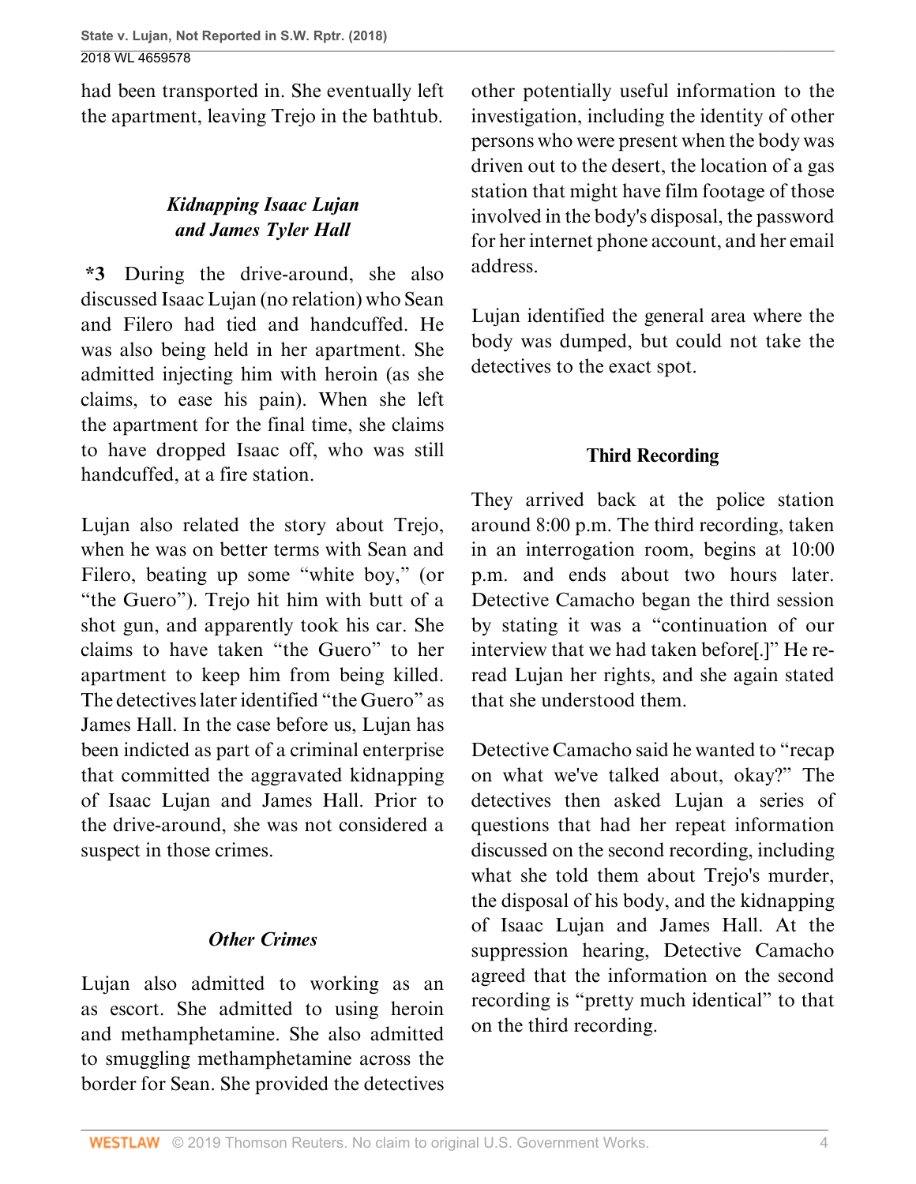had been transported in. She eventually left the apartment, leaving Trejo in the bathtub.

### *Kidnapping Isaac Lujan and James Tyler Hall*

**\*3** During the drive-around, she also discussed Isaac Lujan (no relation) who Sean and Filero had tied and handcuffed. He was also being held in her apartment. She admitted injecting him with heroin (as she claims, to ease his pain). When she left the apartment for the final time, she claims to have dropped Isaac off, who was still handcuffed, at a fire station.

Lujan also related the story about Trejo, when he was on better terms with Sean and Filero, beating up some "white boy," (or "the Guero"). Trejo hit him with butt of a shot gun, and apparently took his car. She claims to have taken "the Guero" to her apartment to keep him from being killed. The detectives later identified "the Guero" as James Hall. In the case before us, Lujan has been indicted as part of a criminal enterprise that committed the aggravated kidnapping of Isaac Lujan and James Hall. Prior to the drive-around, she was not considered a suspect in those crimes.

### *Other Crimes*

Lujan also admitted to working as an as escort. She admitted to using heroin and methamphetamine. She also admitted to smuggling methamphetamine across the border for Sean. She provided the detectives other potentially useful information to the investigation, including the identity of other persons who were present when the body was driven out to the desert, the location of a gas station that might have film footage of those involved in the body's disposal, the password for her internet phone account, and her email address.

Lujan identified the general area where the body was dumped, but could not take the detectives to the exact spot.

### Third Recording

They arrived back at the police station around 8:00 p.m. The third recording, taken in an interrogation room, begins at 10:00 p.m. and ends about two hours later. Detective Camacho began the third session by stating it was a "continuation of our interview that we had taken before[.]" He re-read Lujan her rights, and she again stated that she understood them.

Detective Camacho said he wanted to "recap on what we've talked about, okay?" The detectives then asked Lujan a series of questions that had her repeat information discussed on the second recording, including what she told them about Trejo's murder, the disposal of his body, and the kidnapping of Isaac Lujan and James Hall. At the suppression hearing, Detective Camacho agreed that the information on the second recording is "pretty much identical" to that on the third recording.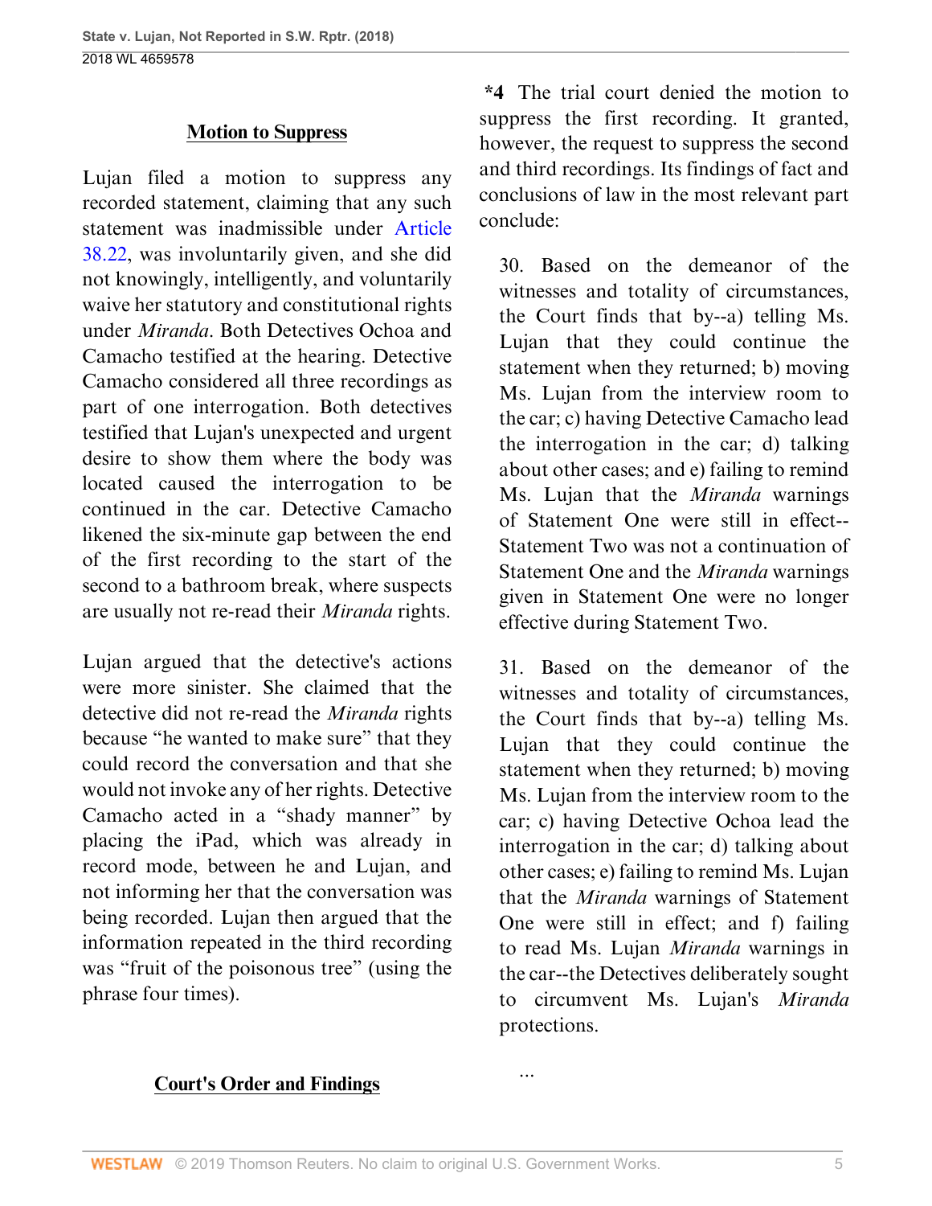## Motion to Suppress

Lujan filed a motion to suppress any recorded statement, claiming that any such statement was inadmissible under Article 38.22, was involuntarily given, and she did not knowingly, intelligently, and voluntarily waive her statutory and constitutional rights under *Miranda*. Both Detectives Ochoa and Camacho testified at the hearing. Detective Camacho considered all three recordings as part of one interrogation. Both detectives testified that Lujan's unexpected and urgent desire to show them where the body was located caused the interrogation to be continued in the car. Detective Camacho likened the six-minute gap between the end of the first recording to the start of the second to a bathroom break, where suspects are usually not re-read their *Miranda* rights.

Lujan argued that the detective's actions were more sinister. She claimed that the detective did not re-read the *Miranda* rights because "he wanted to make sure" that they could record the conversation and that she would not invoke any of her rights. Detective Camacho acted in a "shady manner" by placing the iPad, which was already in record mode, between he and Lujan, and not informing her that the conversation was being recorded. Lujan then argued that the information repeated in the third recording was "fruit of the poisonous tree" (using the phrase four times).

## Court's Order and Findings

**\*4** The trial court denied the motion to suppress the first recording. It granted, however, the request to suppress the second and third recordings. Its findings of fact and conclusions of law in the most relevant part conclude:

> 30. Based on the demeanor of the witnesses and totality of circumstances, the Court finds that by--a) telling Ms. Lujan that they could continue the statement when they returned; b) moving Ms. Lujan from the interview room to the car; c) having Detective Camacho lead the interrogation in the car; d) talking about other cases; and e) failing to remind Ms. Lujan that the *Miranda* warnings of Statement One were still in effect--Statement Two was not a continuation of Statement One and the *Miranda* warnings given in Statement One were no longer effective during Statement Two.
>
> 31. Based on the demeanor of the witnesses and totality of circumstances, the Court finds that by--a) telling Ms. Lujan that they could continue the statement when they returned; b) moving Ms. Lujan from the interview room to the car; c) having Detective Ochoa lead the interrogation in the car; d) talking about other cases; e) failing to remind Ms. Lujan that the *Miranda* warnings of Statement One were still in effect; and f) failing to read Ms. Lujan *Miranda* warnings in the car--the Detectives deliberately sought to circumvent Ms. Lujan's *Miranda* protections.
>
> ...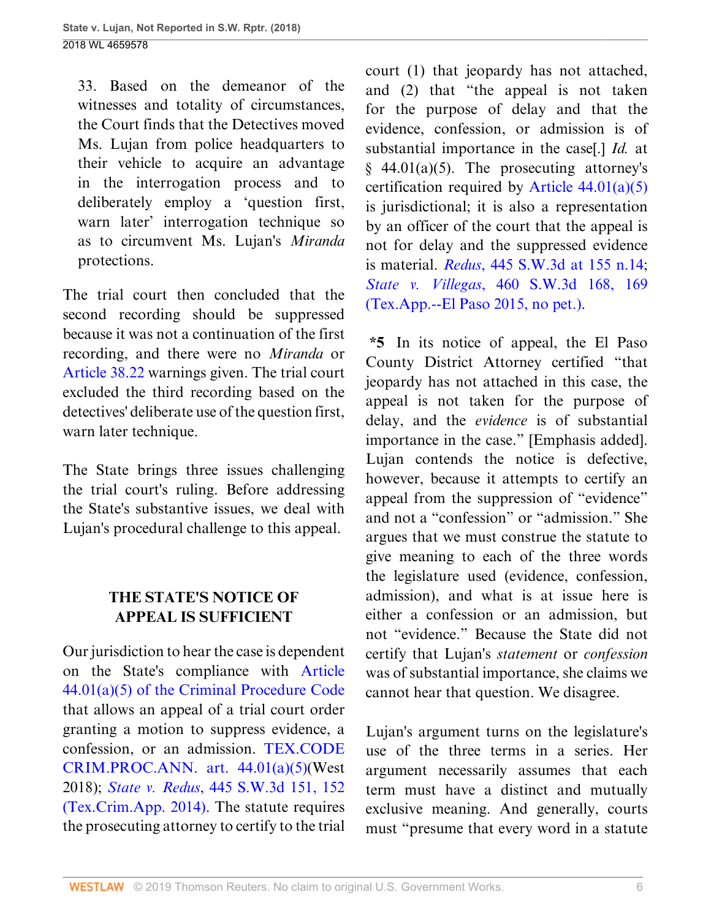33. Based on the demeanor of the witnesses and totality of circumstances, the Court finds that the Detectives moved Ms. Lujan from police headquarters to their vehicle to acquire an advantage in the interrogation process and to deliberately employ a 'question first, warn later' interrogation technique so as to circumvent Ms. Lujan's *Miranda* protections.

The trial court then concluded that the second recording should be suppressed because it was not a continuation of the first recording, and there were no *Miranda* or Article 38.22 warnings given. The trial court excluded the third recording based on the detectives' deliberate use of the question first, warn later technique.

The State brings three issues challenging the trial court's ruling. Before addressing the State's substantive issues, we deal with Lujan's procedural challenge to this appeal.

## THE STATE'S NOTICE OF APPEAL IS SUFFICIENT

Our jurisdiction to hear the case is dependent on the State's compliance with Article 44.01(a)(5) of the Criminal Procedure Code that allows an appeal of a trial court order granting a motion to suppress evidence, a confession, or an admission. TEX.CODE CRIM.PROC.ANN. art. 44.01(a)(5)(West 2018); *State v. Redus*, 445 S.W.3d 151, 152 (Tex.Crim.App. 2014). The statute requires the prosecuting attorney to certify to the trial court (1) that jeopardy has not attached, and (2) that "the appeal is not taken for the purpose of delay and that the evidence, confession, or admission is of substantial importance in the case[.] *Id.* at § 44.01(a)(5). The prosecuting attorney's certification required by Article 44.01(a)(5) is jurisdictional; it is also a representation by an officer of the court that the appeal is not for delay and the suppressed evidence is material. *Redus*, 445 S.W.3d at 155 n.14; *State v. Villegas*, 460 S.W.3d 168, 169 (Tex.App.--El Paso 2015, no pet.).

**\*5** In its notice of appeal, the El Paso County District Attorney certified "that jeopardy has not attached in this case, the appeal is not taken for the purpose of delay, and the *evidence* is of substantial importance in the case." [Emphasis added]. Lujan contends the notice is defective, however, because it attempts to certify an appeal from the suppression of "evidence" and not a "confession" or "admission." She argues that we must construe the statute to give meaning to each of the three words the legislature used (evidence, confession, admission), and what is at issue here is either a confession or an admission, but not "evidence." Because the State did not certify that Lujan's *statement* or *confession* was of substantial importance, she claims we cannot hear that question. We disagree.

Lujan's argument turns on the legislature's use of the three terms in a series. Her argument necessarily assumes that each term must have a distinct and mutually exclusive meaning. And generally, courts must "presume that every word in a statute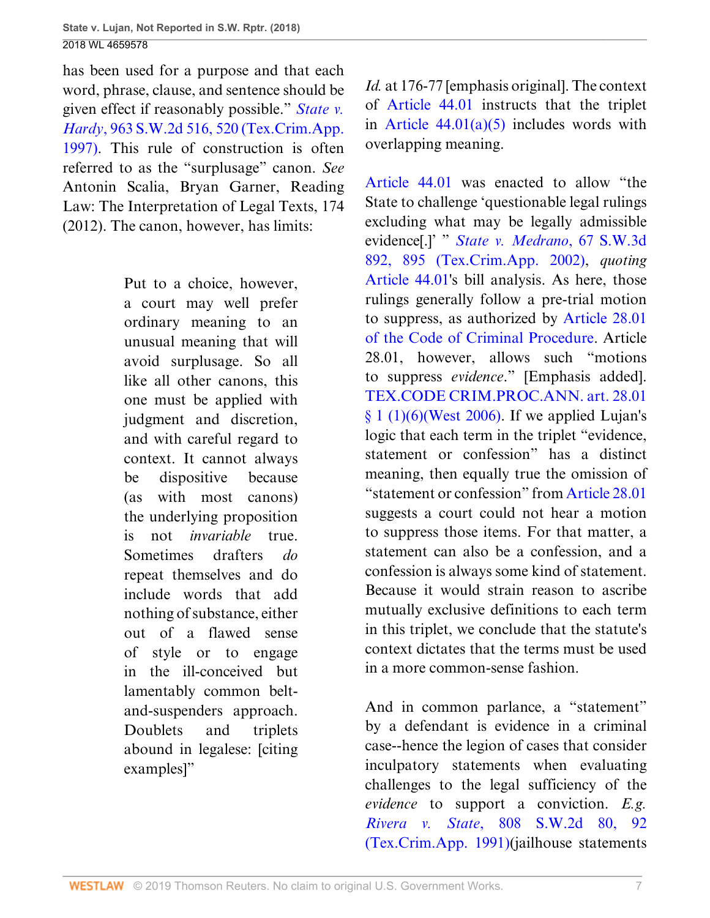has been used for a purpose and that each word, phrase, clause, and sentence should be given effect if reasonably possible." *State v. Hardy*, 963 S.W.2d 516, 520 (Tex.Crim.App. 1997). This rule of construction is often referred to as the "surplusage" canon. *See* Antonin Scalia, Bryan Garner, Reading Law: The Interpretation of Legal Texts, 174 (2012). The canon, however, has limits:

> Put to a choice, however, a court may well prefer ordinary meaning to an unusual meaning that will avoid surplusage. So all like all other canons, this one must be applied with judgment and discretion, and with careful regard to context. It cannot always be dispositive because (as with most canons) the underlying proposition is not *invariable* true. Sometimes drafters *do* repeat themselves and do include words that add nothing of substance, either out of a flawed sense of style or to engage in the ill-conceived but lamentably common belt-and-suspenders approach. Doublets and triplets abound in legalese: [citing examples]"

*Id.* at 176-77 [emphasis original]. The context of Article 44.01 instructs that the triplet in Article 44.01(a)(5) includes words with overlapping meaning.

Article 44.01 was enacted to allow "the State to challenge 'questionable legal rulings excluding what may be legally admissible evidence[.]' " *State v. Medrano*, 67 S.W.3d 892, 895 (Tex.Crim.App. 2002), *quoting* Article 44.01's bill analysis. As here, those rulings generally follow a pre-trial motion to suppress, as authorized by Article 28.01 of the Code of Criminal Procedure. Article 28.01, however, allows such "motions to suppress *evidence*." [Emphasis added]. TEX.CODE CRIM.PROC.ANN. art. 28.01 § 1 (1)(6)(West 2006). If we applied Lujan's logic that each term in the triplet "evidence, statement or confession" has a distinct meaning, then equally true the omission of "statement or confession" from Article 28.01 suggests a court could not hear a motion to suppress those items. For that matter, a statement can also be a confession, and a confession is always some kind of statement. Because it would strain reason to ascribe mutually exclusive definitions to each term in this triplet, we conclude that the statute's context dictates that the terms must be used in a more common-sense fashion.

And in common parlance, a "statement" by a defendant is evidence in a criminal case--hence the legion of cases that consider inculpatory statements when evaluating challenges to the legal sufficiency of the *evidence* to support a conviction. *E.g. Rivera v. State*, 808 S.W.2d 80, 92 (Tex.Crim.App. 1991)(jailhouse statements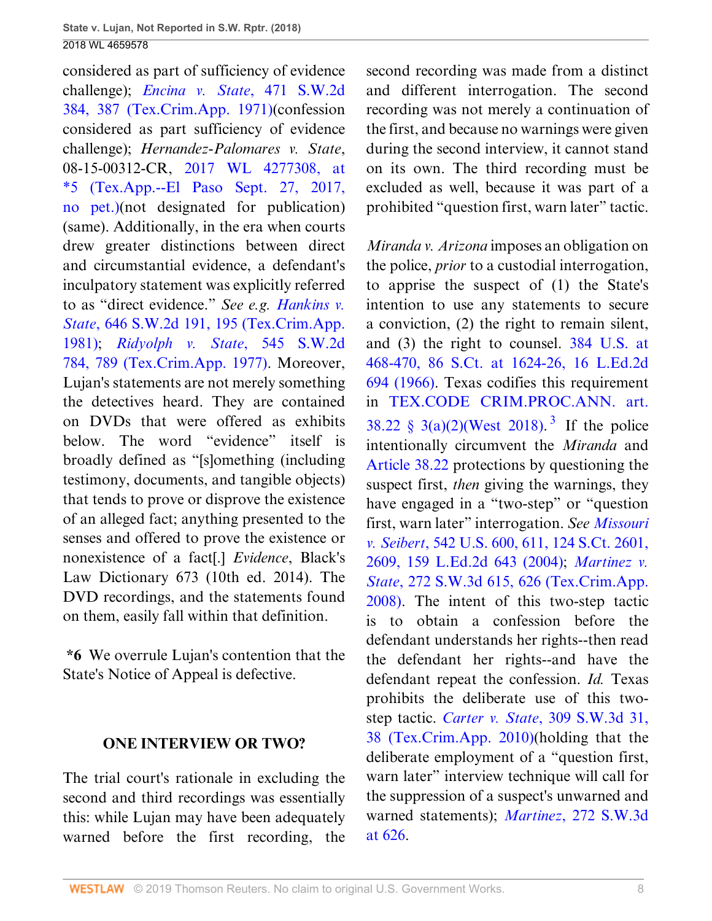considered as part of sufficiency of evidence challenge); *Encina v. State*, 471 S.W.2d 384, 387 (Tex.Crim.App. 1971)(confession considered as part sufficiency of evidence challenge); *Hernandez-Palomares v. State*, 08-15-00312-CR, 2017 WL 4277308, at *5 (Tex.App.--El Paso Sept. 27, 2017, no pet.)(not designated for publication) (same). Additionally, in the era when courts drew greater distinctions between direct and circumstantial evidence, a defendant's inculpatory statement was explicitly referred to as "direct evidence." *See e.g. Hankins v. State*, 646 S.W.2d 191, 195 (Tex.Crim.App. 1981); *Ridyolph v. State*, 545 S.W.2d 784, 789 (Tex.Crim.App. 1977). Moreover, Lujan's statements are not merely something the detectives heard. They are contained on DVDs that were offered as exhibits below. The word "evidence" itself is broadly defined as "[s]omething (including testimony, documents, and tangible objects) that tends to prove or disprove the existence of an alleged fact; anything presented to the senses and offered to prove the existence or nonexistence of a fact[.] *Evidence*, Black's Law Dictionary 673 (10th ed. 2014). The DVD recordings, and the statements found on them, easily fall within that definition.

**\*6** We overrule Lujan's contention that the State's Notice of Appeal is defective.

## ONE INTERVIEW OR TWO?

The trial court's rationale in excluding the second and third recordings was essentially this: while Lujan may have been adequately warned before the first recording, the second recording was made from a distinct and different interrogation. The second recording was not merely a continuation of the first, and because no warnings were given during the second interview, it cannot stand on its own. The third recording must be excluded as well, because it was part of a prohibited "question first, warn later" tactic.

*Miranda v. Arizona* imposes an obligation on the police, *prior* to a custodial interrogation, to apprise the suspect of (1) the State's intention to use any statements to secure a conviction, (2) the right to remain silent, and (3) the right to counsel. 384 U.S. at 468-470, 86 S.Ct. at 1624-26, 16 L.Ed.2d 694 (1966). Texas codifies this requirement in TEX.CODE CRIM.PROC.ANN. art. 38.22 § 3(a)(2)(West 2018).[3] If the police intentionally circumvent the *Miranda* and Article 38.22 protections by questioning the suspect first, *then* giving the warnings, they have engaged in a "two-step" or "question first, warn later" interrogation. *See Missouri v. Seibert*, 542 U.S. 600, 611, 124 S.Ct. 2601, 2609, 159 L.Ed.2d 643 (2004); *Martinez v. State*, 272 S.W.3d 615, 626 (Tex.Crim.App. 2008). The intent of this two-step tactic is to obtain a confession before the defendant understands her rights--then read the defendant her rights--and have the defendant repeat the confession. *Id.* Texas prohibits the deliberate use of this two-step tactic. *Carter v. State*, 309 S.W.3d 31, 38 (Tex.Crim.App. 2010)(holding that the deliberate employment of a "question first, warn later" interview technique will call for the suppression of a suspect's unwarned and warned statements); *Martinez*, 272 S.W.3d at 626.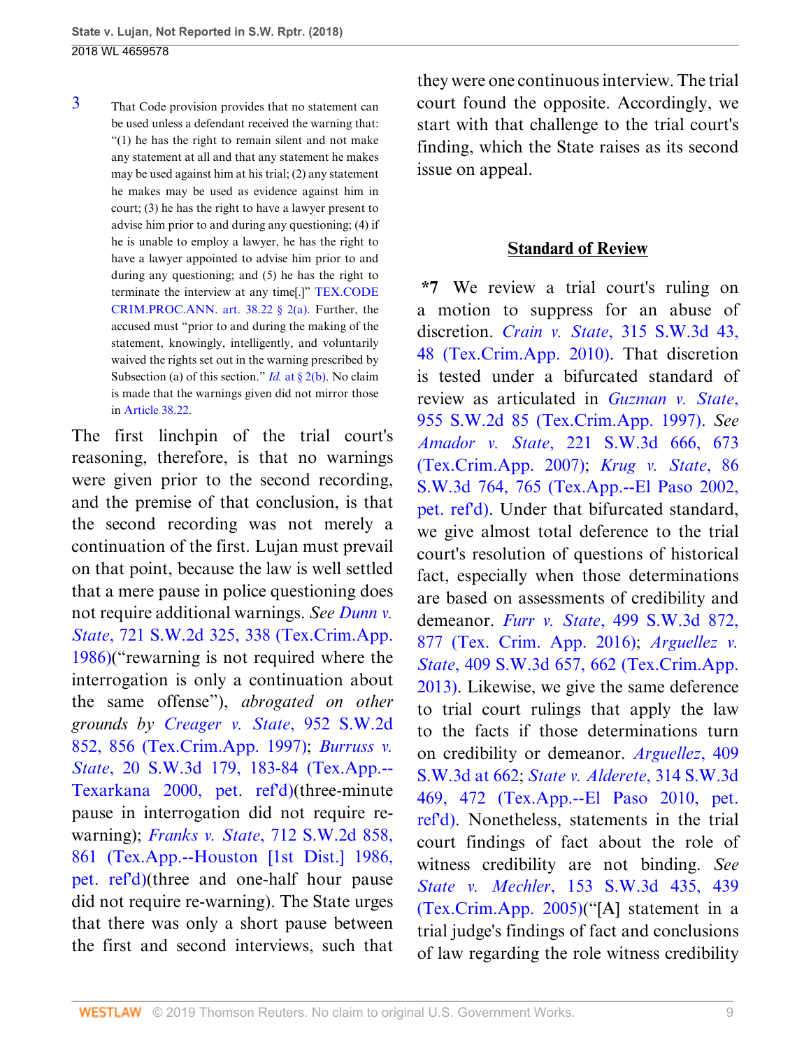3 That Code provision provides that no statement can be used unless a defendant received the warning that: "(1) he has the right to remain silent and not make any statement at all and that any statement he makes may be used against him at his trial; (2) any statement he makes may be used as evidence against him in court; (3) he has the right to have a lawyer present to advise him prior to and during any questioning; (4) if he is unable to employ a lawyer, he has the right to have a lawyer appointed to advise him prior to and during any questioning; and (5) he has the right to terminate the interview at any time[.]" TEX.CODE CRIM.PROC.ANN. art. 38.22 § 2(a). Further, the accused must "prior to and during the making of the statement, knowingly, intelligently, and voluntarily waived the rights set out in the warning prescribed by Subsection (a) of this section." *Id.* at § 2(b). No claim is made that the warnings given did not mirror those in Article 38.22.

The first linchpin of the trial court's reasoning, therefore, is that no warnings were given prior to the second recording, and the premise of that conclusion, is that the second recording was not merely a continuation of the first. Lujan must prevail on that point, because the law is well settled that a mere pause in police questioning does not require additional warnings. *See Dunn v. State*, 721 S.W.2d 325, 338 (Tex.Crim.App. 1986)("rewarning is not required where the interrogation is only a continuation about the same offense"), *abrogated on other grounds by Creager v. State*, 952 S.W.2d 852, 856 (Tex.Crim.App. 1997); *Burruss v. State*, 20 S.W.3d 179, 183-84 (Tex.App.--Texarkana 2000, pet. ref'd)(three-minute pause in interrogation did not require re-warning); *Franks v. State*, 712 S.W.2d 858, 861 (Tex.App.--Houston [1st Dist.] 1986, pet. ref'd)(three and one-half hour pause did not require re-warning). The State urges that there was only a short pause between the first and second interviews, such that they were one continuous interview. The trial court found the opposite. Accordingly, we start with that challenge to the trial court's finding, which the State raises as its second issue on appeal.

## Standard of Review

**\*7** We review a trial court's ruling on a motion to suppress for an abuse of discretion. *Crain v. State*, 315 S.W.3d 43, 48 (Tex.Crim.App. 2010). That discretion is tested under a bifurcated standard of review as articulated in *Guzman v. State*, 955 S.W.2d 85 (Tex.Crim.App. 1997). *See Amador v. State*, 221 S.W.3d 666, 673 (Tex.Crim.App. 2007); *Krug v. State*, 86 S.W.3d 764, 765 (Tex.App.--El Paso 2002, pet. ref'd). Under that bifurcated standard, we give almost total deference to the trial court's resolution of questions of historical fact, especially when those determinations are based on assessments of credibility and demeanor. *Furr v. State*, 499 S.W.3d 872, 877 (Tex. Crim. App. 2016); *Arguellez v. State*, 409 S.W.3d 657, 662 (Tex.Crim.App. 2013). Likewise, we give the same deference to trial court rulings that apply the law to the facts if those determinations turn on credibility or demeanor. *Arguellez*, 409 S.W.3d at 662; *State v. Alderete*, 314 S.W.3d 469, 472 (Tex.App.--El Paso 2010, pet. ref'd). Nonetheless, statements in the trial court findings of fact about the role of witness credibility are not binding. *See State v. Mechler*, 153 S.W.3d 435, 439 (Tex.Crim.App. 2005)("[A] statement in a trial judge's findings of fact and conclusions of law regarding the role witness credibility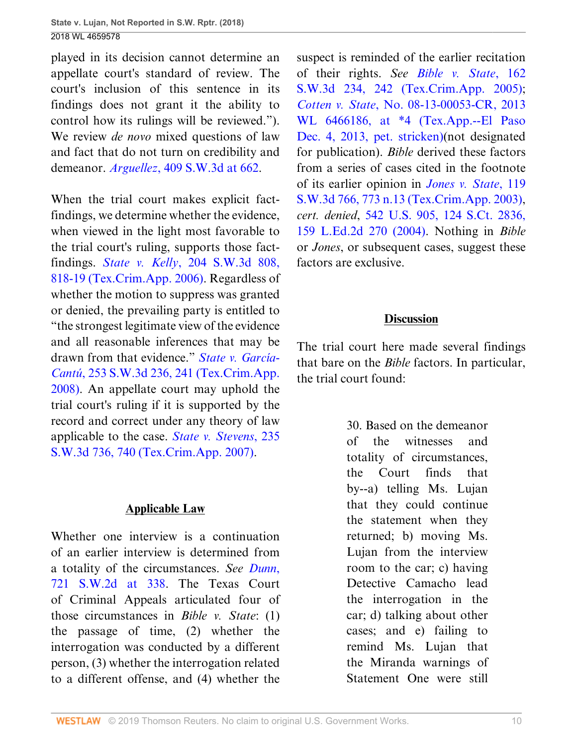played in its decision cannot determine an appellate court's standard of review. The court's inclusion of this sentence in its findings does not grant it the ability to control how its rulings will be reviewed."). We review *de novo* mixed questions of law and fact that do not turn on credibility and demeanor. *Arguellez*, 409 S.W.3d at 662.

When the trial court makes explicit fact-findings, we determine whether the evidence, when viewed in the light most favorable to the trial court's ruling, supports those fact-findings. *State v. Kelly*, 204 S.W.3d 808, 818-19 (Tex.Crim.App. 2006). Regardless of whether the motion to suppress was granted or denied, the prevailing party is entitled to "the strongest legitimate view of the evidence and all reasonable inferences that may be drawn from that evidence." *State v. García-Cantú*, 253 S.W.3d 236, 241 (Tex.Crim.App. 2008). An appellate court may uphold the trial court's ruling if it is supported by the record and correct under any theory of law applicable to the case. *State v. Stevens*, 235 S.W.3d 736, 740 (Tex.Crim.App. 2007).

## Applicable Law

Whether one interview is a continuation of an earlier interview is determined from a totality of the circumstances. *See Dunn*, 721 S.W.2d at 338. The Texas Court of Criminal Appeals articulated four of those circumstances in *Bible v. State*: (1) the passage of time, (2) whether the interrogation was conducted by a different person, (3) whether the interrogation related to a different offense, and (4) whether the suspect is reminded of the earlier recitation of their rights. *See Bible v. State*, 162 S.W.3d 234, 242 (Tex.Crim.App. 2005); *Cotten v. State*, No. 08-13-00053-CR, 2013 WL 6466186, at *4 (Tex.App.--El Paso Dec. 4, 2013, pet. stricken)(not designated for publication). *Bible* derived these factors from a series of cases cited in the footnote of its earlier opinion in *Jones v. State*, 119 S.W.3d 766, 773 n.13 (Tex.Crim.App. 2003), *cert. denied*, 542 U.S. 905, 124 S.Ct. 2836, 159 L.Ed.2d 270 (2004). Nothing in *Bible* or *Jones*, or subsequent cases, suggest these factors are exclusive.

## Discussion

The trial court here made several findings that bare on the *Bible* factors. In particular, the trial court found:

> 30. Based on the demeanor of the witnesses and totality of circumstances, the Court finds that by--a) telling Ms. Lujan that they could continue the statement when they returned; b) moving Ms. Lujan from the interview room to the car; c) having Detective Camacho lead the interrogation in the car; d) talking about other cases; and e) failing to remind Ms. Lujan that the Miranda warnings of Statement One were still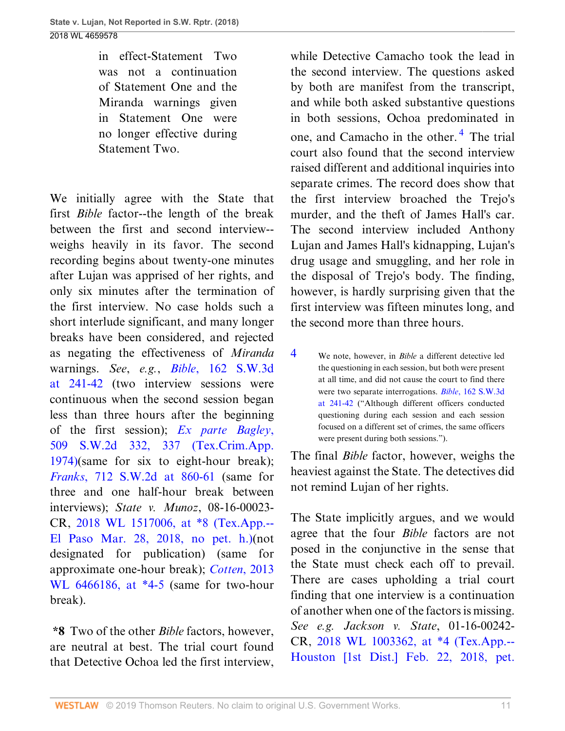in effect-Statement Two was not a continuation of Statement One and the Miranda warnings given in Statement One were no longer effective during Statement Two.

We initially agree with the State that first *Bible* factor--the length of the break between the first and second interview--weighs heavily in its favor. The second recording begins about twenty-one minutes after Lujan was apprised of her rights, and only six minutes after the termination of the first interview. No case holds such a short interlude significant, and many longer breaks have been considered, and rejected as negating the effectiveness of *Miranda* warnings. *See*, *e.g.*, *Bible*, 162 S.W.3d at 241-42 (two interview sessions were continuous when the second session began less than three hours after the beginning of the first session); *Ex parte Bagley*, 509 S.W.2d 332, 337 (Tex.Crim.App. 1974)(same for six to eight-hour break); *Franks*, 712 S.W.2d at 860-61 (same for three and one half-hour break between interviews); *State v. Munoz*, 08-16-00023-CR, 2018 WL 1517006, at *8 (Tex.App.--El Paso Mar. 28, 2018, no pet. h.)(not designated for publication) (same for approximate one-hour break); *Cotten*, 2013 WL 6466186, at *4-5 (same for two-hour break).

**\*8** Two of the other *Bible* factors, however, are neutral at best. The trial court found that Detective Ochoa led the first interview, while Detective Camacho took the lead in the second interview. The questions asked by both are manifest from the transcript, and while both asked substantive questions in both sessions, Ochoa predominated in one, and Camacho in the other.[4] The trial court also found that the second interview raised different and additional inquiries into separate crimes. The record does show that the first interview broached the Trejo's murder, and the theft of James Hall's car. The second interview included Anthony Lujan and James Hall's kidnapping, Lujan's drug usage and smuggling, and her role in the disposal of Trejo's body. The finding, however, is hardly surprising given that the first interview was fifteen minutes long, and the second more than three hours.

[4] We note, however, in *Bible* a different detective led the questioning in each session, but both were present at all time, and did not cause the court to find there were two separate interrogations. *Bible*, 162 S.W.3d at 241-42 ("Although different officers conducted questioning during each session and each session focused on a different set of crimes, the same officers were present during both sessions.").

The final *Bible* factor, however, weighs the heaviest against the State. The detectives did not remind Lujan of her rights.

The State implicitly argues, and we would agree that the four *Bible* factors are not posed in the conjunctive in the sense that the State must check each off to prevail. There are cases upholding a trial court finding that one interview is a continuation of another when one of the factors is missing. *See e.g. Jackson v. State*, 01-16-00242-CR, 2018 WL 1003362, at *4 (Tex.App.--Houston [1st Dist.] Feb. 22, 2018, pet.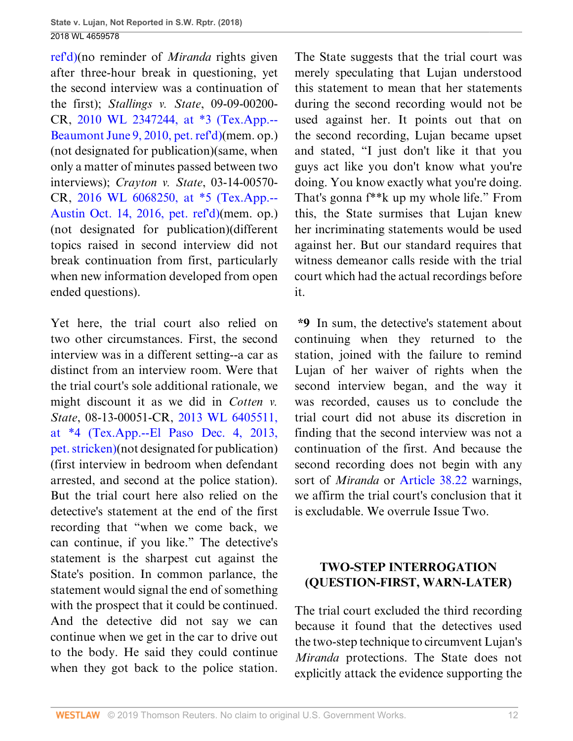ref'd)(no reminder of *Miranda* rights given after three-hour break in questioning, yet the second interview was a continuation of the first); *Stallings v. State*, 09-09-00200-CR, 2010 WL 2347244, at *3 (Tex.App.--Beaumont June 9, 2010, pet. ref'd)(mem. op.)(not designated for publication)(same, when only a matter of minutes passed between two interviews); *Crayton v. State*, 03-14-00570-CR, 2016 WL 6068250, at *5 (Tex.App.--Austin Oct. 14, 2016, pet. ref'd)(mem. op.)(not designated for publication)(different topics raised in second interview did not break continuation from first, particularly when new information developed from open ended questions).

Yet here, the trial court also relied on two other circumstances. First, the second interview was in a different setting--a car as distinct from an interview room. Were that the trial court's sole additional rationale, we might discount it as we did in *Cotten v. State*, 08-13-00051-CR, 2013 WL 6405511, at *4 (Tex.App.--El Paso Dec. 4, 2013, pet. stricken)(not designated for publication)(first interview in bedroom when defendant arrested, and second at the police station). But the trial court here also relied on the detective's statement at the end of the first recording that "when we come back, we can continue, if you like." The detective's statement is the sharpest cut against the State's position. In common parlance, the statement would signal the end of something with the prospect that it could be continued. And the detective did not say we can continue when we get in the car to drive out to the body. He said they could continue when they got back to the police station. The State suggests that the trial court was merely speculating that Lujan understood this statement to mean that her statements during the second recording would not be used against her. It points out that on the second recording, Lujan became upset and stated, "I just don't like it that you guys act like you don't know what you're doing. You know exactly what you're doing. That's gonna f**k up my whole life." From this, the State surmises that Lujan knew her incriminating statements would be used against her. But our standard requires that witness demeanor calls reside with the trial court which had the actual recordings before it.

**\*9** In sum, the detective's statement about continuing when they returned to the station, joined with the failure to remind Lujan of her waiver of rights when the second interview began, and the way it was recorded, causes us to conclude the trial court did not abuse its discretion in finding that the second interview was not a continuation of the first. And because the second recording does not begin with any sort of *Miranda* or Article 38.22 warnings, we affirm the trial court's conclusion that it is excludable. We overrule Issue Two.

## TWO-STEP INTERROGATION (QUESTION-FIRST, WARN-LATER)

The trial court excluded the third recording because it found that the detectives used the two-step technique to circumvent Lujan's *Miranda* protections. The State does not explicitly attack the evidence supporting the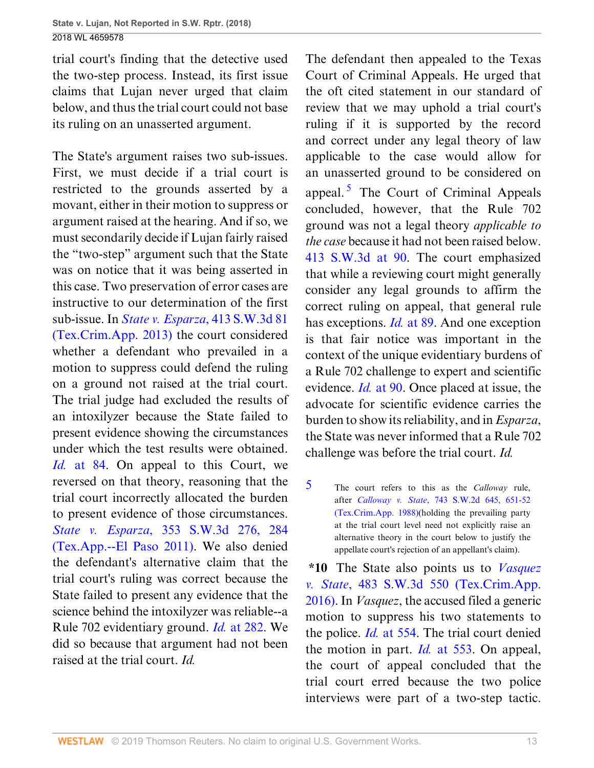trial court's finding that the detective used the two-step process. Instead, its first issue claims that Lujan never urged that claim below, and thus the trial court could not base its ruling on an unasserted argument.

The State's argument raises two sub-issues. First, we must decide if a trial court is restricted to the grounds asserted by a movant, either in their motion to suppress or argument raised at the hearing. And if so, we must secondarily decide if Lujan fairly raised the "two-step" argument such that the State was on notice that it was being asserted in this case. Two preservation of error cases are instructive to our determination of the first sub-issue. In *State v. Esparza*, 413 S.W.3d 81 (Tex.Crim.App. 2013) the court considered whether a defendant who prevailed in a motion to suppress could defend the ruling on a ground not raised at the trial court. The trial judge had excluded the results of an intoxilyzer because the State failed to present evidence showing the circumstances under which the test results were obtained. *Id.* at 84. On appeal to this Court, we reversed on that theory, reasoning that the trial court incorrectly allocated the burden to present evidence of those circumstances. *State v. Esparza*, 353 S.W.3d 276, 284 (Tex.App.--El Paso 2011). We also denied the defendant's alternative claim that the trial court's ruling was correct because the State failed to present any evidence that the science behind the intoxilyzer was reliable--a Rule 702 evidentiary ground. *Id.* at 282. We did so because that argument had not been raised at the trial court. *Id.*

The defendant then appealed to the Texas Court of Criminal Appeals. He urged that the oft cited statement in our standard of review that we may uphold a trial court's ruling if it is supported by the record and correct under any legal theory of law applicable to the case would allow for an unasserted ground to be considered on appeal.[5] The Court of Criminal Appeals concluded, however, that the Rule 702 ground was not a legal theory *applicable to the case* because it had not been raised below. 413 S.W.3d at 90. The court emphasized that while a reviewing court might generally consider any legal grounds to affirm the correct ruling on appeal, that general rule has exceptions. *Id.* at 89. And one exception is that fair notice was important in the context of the unique evidentiary burdens of a Rule 702 challenge to expert and scientific evidence. *Id.* at 90. Once placed at issue, the advocate for scientific evidence carries the burden to show its reliability, and in *Esparza*, the State was never informed that a Rule 702 challenge was before the trial court. *Id.*

5 The court refers to this as the *Calloway* rule, after *Calloway v. State*, 743 S.W.2d 645, 651-52 (Tex.Crim.App. 1988)(holding the prevailing party at the trial court level need not explicitly raise an alternative theory in the court below to justify the appellate court's rejection of an appellant's claim).

**\*10** The State also points us to *Vasquez v. State*, 483 S.W.3d 550 (Tex.Crim.App. 2016). In *Vasquez*, the accused filed a generic motion to suppress his two statements to the police. *Id.* at 554. The trial court denied the motion in part. *Id.* at 553. On appeal, the court of appeal concluded that the trial court erred because the two police interviews were part of a two-step tactic.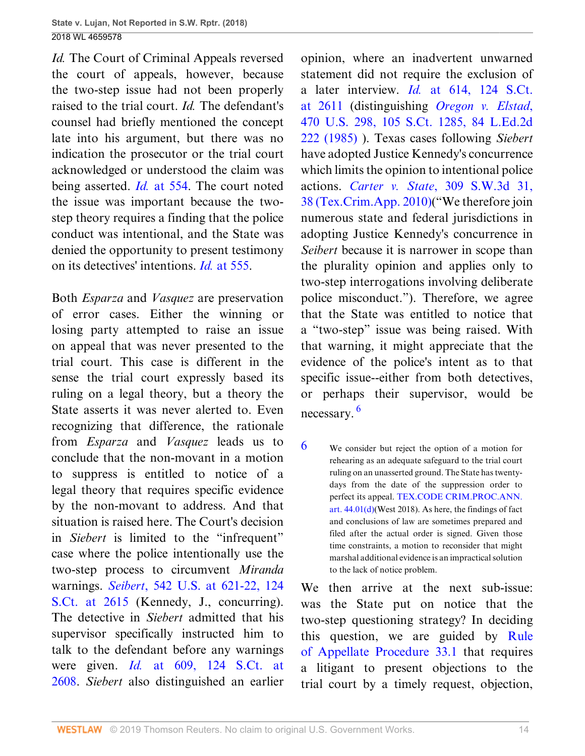*Id.* The Court of Criminal Appeals reversed the court of appeals, however, because the two-step issue had not been properly raised to the trial court. *Id.* The defendant's counsel had briefly mentioned the concept late into his argument, but there was no indication the prosecutor or the trial court acknowledged or understood the claim was being asserted. *Id.* at 554. The court noted the issue was important because the two-step theory requires a finding that the police conduct was intentional, and the State was denied the opportunity to present testimony on its detectives' intentions. *Id.* at 555.

Both *Esparza* and *Vasquez* are preservation of error cases. Either the winning or losing party attempted to raise an issue on appeal that was never presented to the trial court. This case is different in the sense the trial court expressly based its ruling on a legal theory, but a theory the State asserts it was never alerted to. Even recognizing that difference, the rationale from *Esparza* and *Vasquez* leads us to conclude that the non-movant in a motion to suppress is entitled to notice of a legal theory that requires specific evidence by the non-movant to address. And that situation is raised here. The Court's decision in *Siebert* is limited to the "infrequent" case where the police intentionally use the two-step process to circumvent *Miranda* warnings. *Seibert*, 542 U.S. at 621-22, 124 S.Ct. at 2615 (Kennedy, J., concurring). The detective in *Siebert* admitted that his supervisor specifically instructed him to talk to the defendant before any warnings were given. *Id.* at 609, 124 S.Ct. at 2608. *Siebert* also distinguished an earlier opinion, where an inadvertent unwarned statement did not require the exclusion of a later interview. *Id.* at 614, 124 S.Ct. at 2611 (distinguishing *Oregon v. Elstad*, 470 U.S. 298, 105 S.Ct. 1285, 84 L.Ed.2d 222 (1985) ). Texas cases following *Siebert* have adopted Justice Kennedy's concurrence which limits the opinion to intentional police actions. *Carter v. State*, 309 S.W.3d 31, 38 (Tex.Crim.App. 2010)("We therefore join numerous state and federal jurisdictions in adopting Justice Kennedy's concurrence in *Seibert* because it is narrower in scope than the plurality opinion and applies only to two-step interrogations involving deliberate police misconduct."). Therefore, we agree that the State was entitled to notice that a "two-step" issue was being raised. With that warning, it might appreciate that the evidence of the police's intent as to that specific issue--either from both detectives, or perhaps their supervisor, would be necessary.[6]

6 We consider but reject the option of a motion for rehearing as an adequate safeguard to the trial court ruling on an unasserted ground. The State has twenty-days from the date of the suppression order to perfect its appeal. TEX.CODE CRIM.PROC.ANN. art. 44.01(d)(West 2018). As here, the findings of fact and conclusions of law are sometimes prepared and filed after the actual order is signed. Given those time constraints, a motion to reconsider that might marshal additional evidence is an impractical solution to the lack of notice problem.

We then arrive at the next sub-issue: was the State put on notice that the two-step questioning strategy? In deciding this question, we are guided by Rule of Appellate Procedure 33.1 that requires a litigant to present objections to the trial court by a timely request, objection,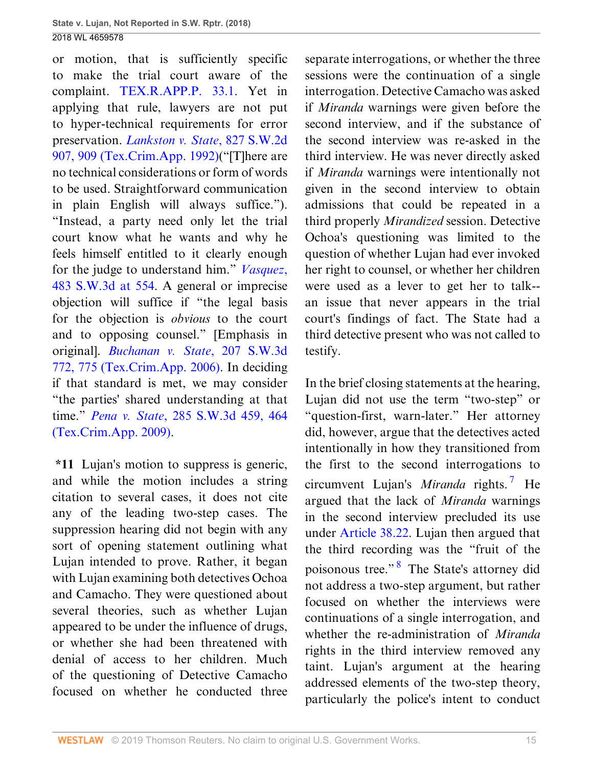or motion, that is sufficiently specific to make the trial court aware of the complaint. TEX.R.APP.P. 33.1. Yet in applying that rule, lawyers are not put to hyper-technical requirements for error preservation. *Lankston v. State*, 827 S.W.2d 907, 909 (Tex.Crim.App. 1992)("[T]here are no technical considerations or form of words to be used. Straightforward communication in plain English will always suffice."). "Instead, a party need only let the trial court know what he wants and why he feels himself entitled to it clearly enough for the judge to understand him." *Vasquez*, 483 S.W.3d at 554. A general or imprecise objection will suffice if "the legal basis for the objection is *obvious* to the court and to opposing counsel." [Emphasis in original]. *Buchanan v. State*, 207 S.W.3d 772, 775 (Tex.Crim.App. 2006). In deciding if that standard is met, we may consider "the parties' shared understanding at that time." *Pena v. State*, 285 S.W.3d 459, 464 (Tex.Crim.App. 2009).

**\*11** Lujan's motion to suppress is generic, and while the motion includes a string citation to several cases, it does not cite any of the leading two-step cases. The suppression hearing did not begin with any sort of opening statement outlining what Lujan intended to prove. Rather, it began with Lujan examining both detectives Ochoa and Camacho. They were questioned about several theories, such as whether Lujan appeared to be under the influence of drugs, or whether she had been threatened with denial of access to her children. Much of the questioning of Detective Camacho focused on whether he conducted three separate interrogations, or whether the three sessions were the continuation of a single interrogation. Detective Camacho was asked if *Miranda* warnings were given before the second interview, and if the substance of the second interview was re-asked in the third interview. He was never directly asked if *Miranda* warnings were intentionally not given in the second interview to obtain admissions that could be repeated in a third properly *Mirandized* session. Detective Ochoa's questioning was limited to the question of whether Lujan had ever invoked her right to counsel, or whether her children were used as a lever to get her to talk--an issue that never appears in the trial court's findings of fact. The State had a third detective present who was not called to testify.

In the brief closing statements at the hearing, Lujan did not use the term "two-step" or "question-first, warn-later." Her attorney did, however, argue that the detectives acted intentionally in how they transitioned from the first to the second interrogations to circumvent Lujan's *Miranda* rights.[7] He argued that the lack of *Miranda* warnings in the second interview precluded its use under Article 38.22. Lujan then argued that the third recording was the "fruit of the poisonous tree."[8] The State's attorney did not address a two-step argument, but rather focused on whether the interviews were continuations of a single interrogation, and whether the re-administration of *Miranda* rights in the third interview removed any taint. Lujan's argument at the hearing addressed elements of the two-step theory, particularly the police's intent to conduct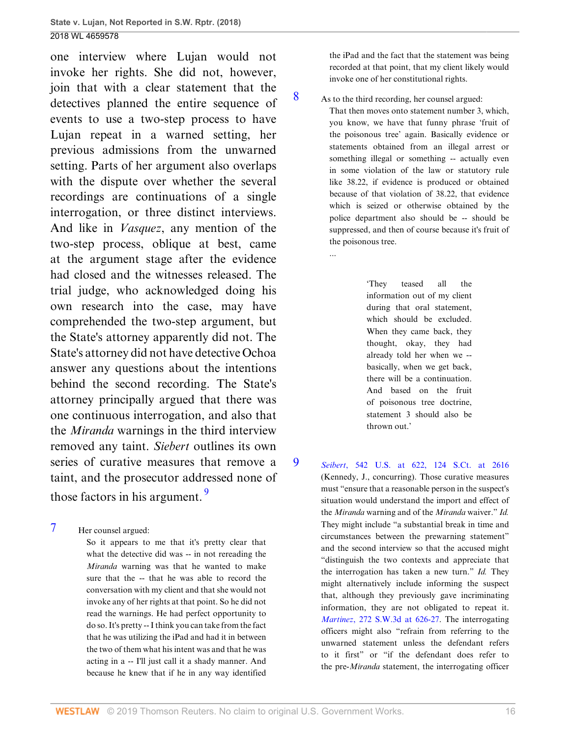one interview where Lujan would not invoke her rights. She did not, however, join that with a clear statement that the detectives planned the entire sequence of events to use a two-step process to have Lujan repeat in a warned setting, her previous admissions from the unwarned setting. Parts of her argument also overlaps with the dispute over whether the several recordings are continuations of a single interrogation, or three distinct interviews. And like in *Vasquez*, any mention of the two-step process, oblique at best, came at the argument stage after the evidence had closed and the witnesses released. The trial judge, who acknowledged doing his own research into the case, may have comprehended the two-step argument, but the State's attorney apparently did not. The State's attorney did not have detective Ochoa answer any questions about the intentions behind the second recording. The State's attorney principally argued that there was one continuous interrogation, and also that the *Miranda* warnings in the third interview removed any taint. *Siebert* outlines its own series of curative measures that remove a taint, and the prosecutor addressed none of those factors in his argument. [9]

7 Her counsel argued:

> So it appears to me that it's pretty clear that what the detective did was -- in not rereading the *Miranda* warning was that he wanted to make sure that the -- that he was able to record the conversation with my client and that she would not invoke any of her rights at that point. So he did not read the warnings. He had perfect opportunity to do so. It's pretty -- I think you can take from the fact that he was utilizing the iPad and had it in between the two of them what his intent was and that he was acting in a -- I'll just call it a shady manner. And because he knew that if he in any way identified the iPad and the fact that the statement was being recorded at that point, that my client likely would invoke one of her constitutional rights.

8 As to the third recording, her counsel argued:

> That then moves onto statement number 3, which, you know, we have that funny phrase 'fruit of the poisonous tree' again. Basically evidence or statements obtained from an illegal arrest or something illegal or something -- actually even in some violation of the law or statutory rule like 38.22, if evidence is produced or obtained because of that violation of 38.22, that evidence which is seized or otherwise obtained by the police department also should be -- should be suppressed, and then of course because it's fruit of the poisonous tree.
>
> ...
>
>> 'They teased all the information out of my client during that oral statement, which should be excluded. When they came back, they thought, okay, they had already told her when we -- basically, when we get back, there will be a continuation. And based on the fruit of poisonous tree doctrine, statement 3 should also be thrown out.'

9 *Seibert*, 542 U.S. at 622, 124 S.Ct. at 2616 (Kennedy, J., concurring). Those curative measures must "ensure that a reasonable person in the suspect's situation would understand the import and effect of the *Miranda* warning and of the *Miranda* waiver." *Id.* They might include "a substantial break in time and circumstances between the prewarning statement" and the second interview so that the accused might "distinguish the two contexts and appreciate that the interrogation has taken a new turn." *Id.* They might alternatively include informing the suspect that, although they previously gave incriminating information, they are not obligated to repeat it. *Martinez*, 272 S.W.3d at 626-27. The interrogating officers might also "refrain from referring to the unwarned statement unless the defendant refers to it first" or "if the defendant does refer to the pre-*Miranda* statement, the interrogating officer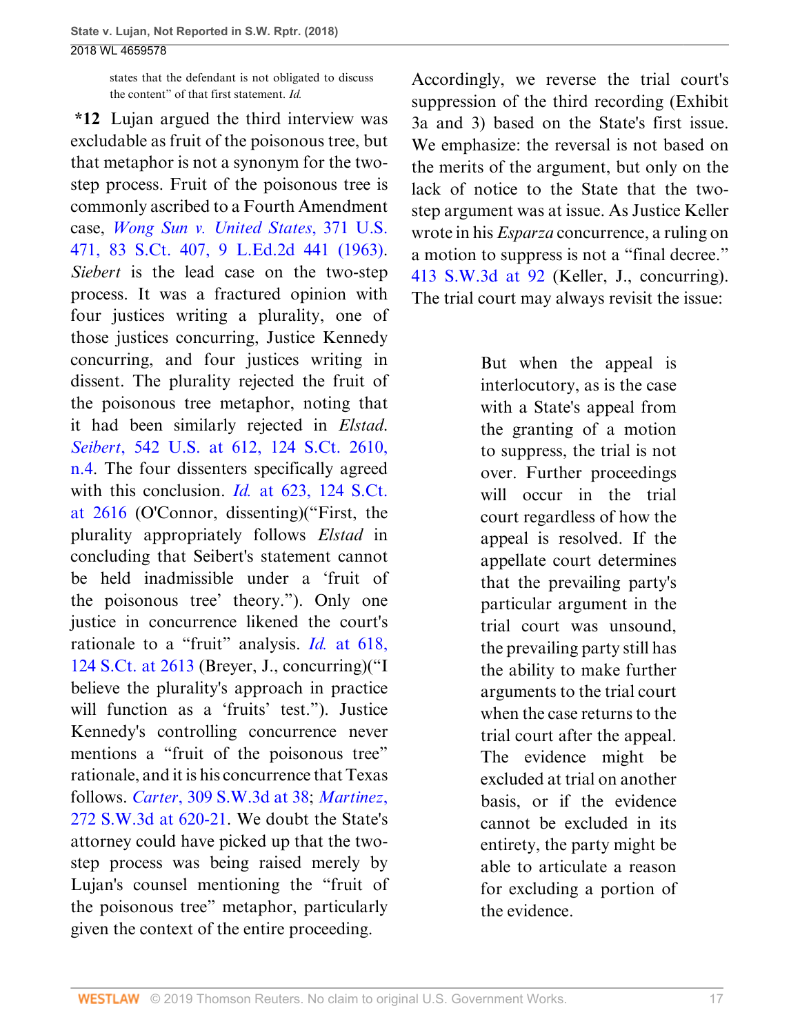states that the defendant is not obligated to discuss the content" of that first statement. *Id.*

**\*12** Lujan argued the third interview was excludable as fruit of the poisonous tree, but that metaphor is not a synonym for the two-step process. Fruit of the poisonous tree is commonly ascribed to a Fourth Amendment case, *Wong Sun v. United States*, 371 U.S. 471, 83 S.Ct. 407, 9 L.Ed.2d 441 (1963). *Siebert* is the lead case on the two-step process. It was a fractured opinion with four justices writing a plurality, one of those justices concurring, Justice Kennedy concurring, and four justices writing in dissent. The plurality rejected the fruit of the poisonous tree metaphor, noting that it had been similarly rejected in *Elstad*. *Seibert*, 542 U.S. at 612, 124 S.Ct. 2610, n.4. The four dissenters specifically agreed with this conclusion. *Id.* at 623, 124 S.Ct. at 2616 (O'Connor, dissenting)("First, the plurality appropriately follows *Elstad* in concluding that Seibert's statement cannot be held inadmissible under a 'fruit of the poisonous tree' theory."). Only one justice in concurrence likened the court's rationale to a "fruit" analysis. *Id.* at 618, 124 S.Ct. at 2613 (Breyer, J., concurring)("I believe the plurality's approach in practice will function as a 'fruits' test."). Justice Kennedy's controlling concurrence never mentions a "fruit of the poisonous tree" rationale, and it is his concurrence that Texas follows. *Carter*, 309 S.W.3d at 38; *Martinez*, 272 S.W.3d at 620-21. We doubt the State's attorney could have picked up that the two-step process was being raised merely by Lujan's counsel mentioning the "fruit of the poisonous tree" metaphor, particularly given the context of the entire proceeding.

Accordingly, we reverse the trial court's suppression of the third recording (Exhibit 3a and 3) based on the State's first issue. We emphasize: the reversal is not based on the merits of the argument, but only on the lack of notice to the State that the two-step argument was at issue. As Justice Keller wrote in his *Esparza* concurrence, a ruling on a motion to suppress is not a "final decree." 413 S.W.3d at 92 (Keller, J., concurring). The trial court may always revisit the issue:

> But when the appeal is interlocutory, as is the case with a State's appeal from the granting of a motion to suppress, the trial is not over. Further proceedings will occur in the trial court regardless of how the appeal is resolved. If the appellate court determines that the prevailing party's particular argument in the trial court was unsound, the prevailing party still has the ability to make further arguments to the trial court when the case returns to the trial court after the appeal. The evidence might be excluded at trial on another basis, or if the evidence cannot be excluded in its entirety, the party might be able to articulate a reason for excluding a portion of the evidence.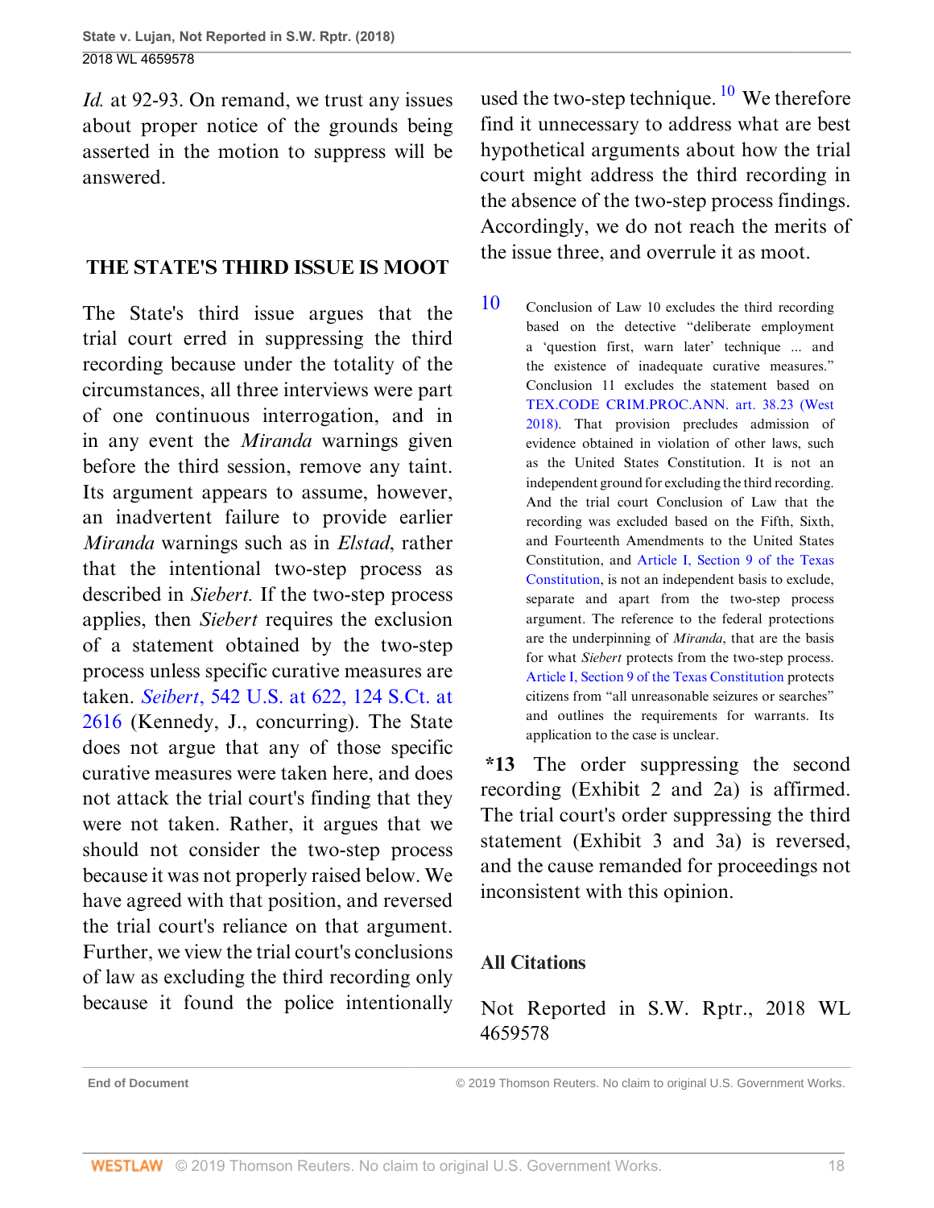*Id.* at 92-93. On remand, we trust any issues about proper notice of the grounds being asserted in the motion to suppress will be answered.

## THE STATE'S THIRD ISSUE IS MOOT

The State's third issue argues that the trial court erred in suppressing the third recording because under the totality of the circumstances, all three interviews were part of one continuous interrogation, and in in any event the *Miranda* warnings given before the third session, remove any taint. Its argument appears to assume, however, an inadvertent failure to provide earlier *Miranda* warnings such as in *Elstad*, rather that the intentional two-step process as described in *Siebert.* If the two-step process applies, then *Siebert* requires the exclusion of a statement obtained by the two-step process unless specific curative measures are taken. *Seibert*, 542 U.S. at 622, 124 S.Ct. at 2616 (Kennedy, J., concurring). The State does not argue that any of those specific curative measures were taken here, and does not attack the trial court's finding that they were not taken. Rather, it argues that we should not consider the two-step process because it was not properly raised below. We have agreed with that position, and reversed the trial court's reliance on that argument. Further, we view the trial court's conclusions of law as excluding the third recording only because it found the police intentionally used the two-step technique. [10] We therefore find it unnecessary to address what are best hypothetical arguments about how the trial court might address the third recording in the absence of the two-step process findings. Accordingly, we do not reach the merits of the issue three, and overrule it as moot.

[10] Conclusion of Law 10 excludes the third recording based on the detective "deliberate employment a 'question first, warn later' technique ... and the existence of inadequate curative measures." Conclusion 11 excludes the statement based on TEX.CODE CRIM.PROC.ANN. art. 38.23 (West 2018). That provision precludes admission of evidence obtained in violation of other laws, such as the United States Constitution. It is not an independent ground for excluding the third recording. And the trial court Conclusion of Law that the recording was excluded based on the Fifth, Sixth, and Fourteenth Amendments to the United States Constitution, and Article I, Section 9 of the Texas Constitution, is not an independent basis to exclude, separate and apart from the two-step process argument. The reference to the federal protections are the underpinning of *Miranda*, that are the basis for what *Siebert* protects from the two-step process. Article I, Section 9 of the Texas Constitution protects citizens from "all unreasonable seizures or searches" and outlines the requirements for warrants. Its application to the case is unclear.

**\*13** The order suppressing the second recording (Exhibit 2 and 2a) is affirmed. The trial court's order suppressing the third statement (Exhibit 3 and 3a) is reversed, and the cause remanded for proceedings not inconsistent with this opinion.

## All Citations

Not Reported in S.W. Rptr., 2018 WL 4659578

**End of Document** © 2019 Thomson Reuters. No claim to original U.S. Government Works.